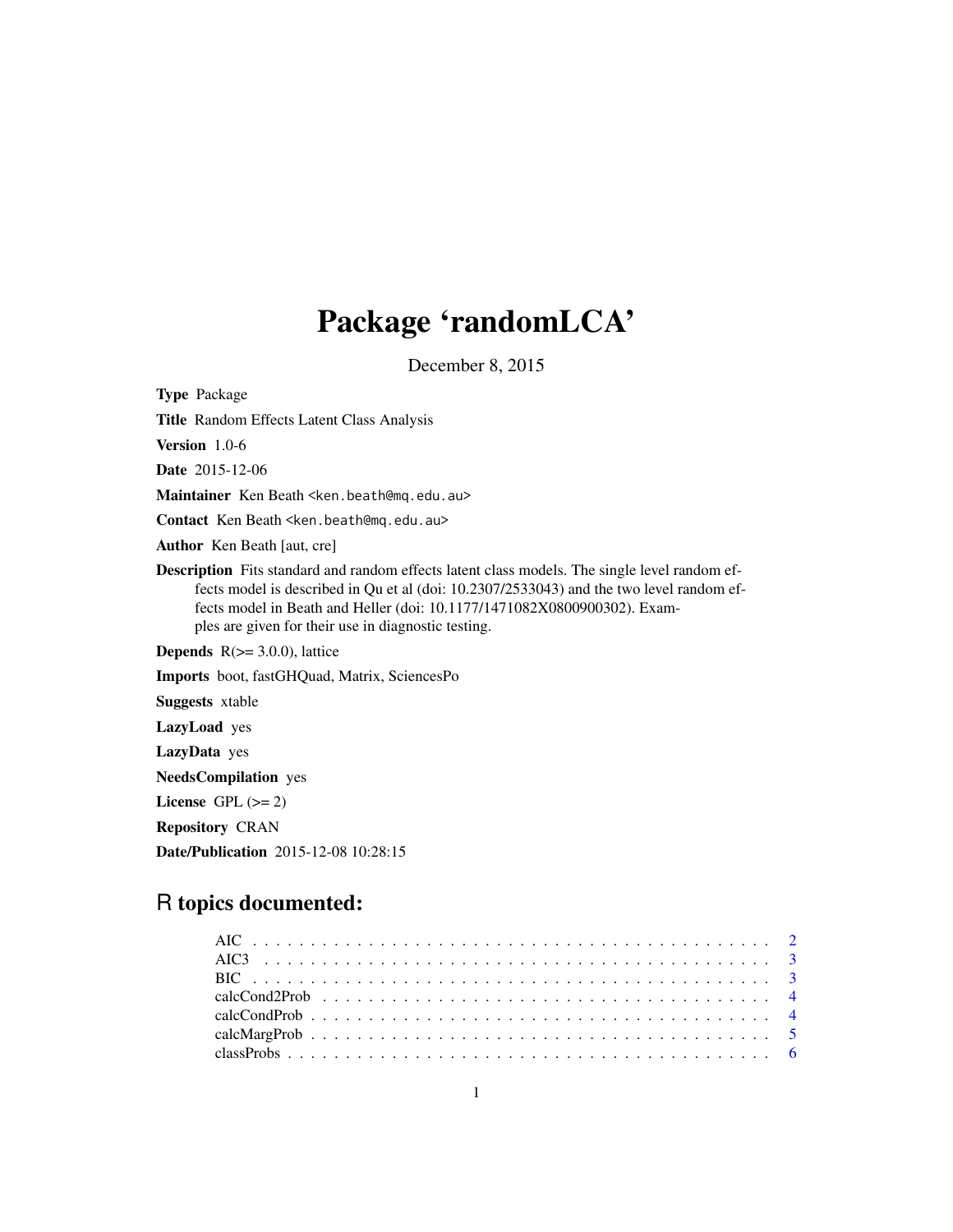# Package 'randomLCA'

December 8, 2015

**Type** Package

**Title** Random Effects Latent Class Analysis

**Version** 1.0-6

**Date** 2015-12-06

**Maintainer** Ken Beath <ken.beath@mq.edu.au>

**Contact** Ken Beath <ken.beath@mq.edu.au>

**Author** Ken Beath [aut, cre]

**Description** Fits standard and random effects latent class models. The single level random effects model is described in Qu et al (doi: 10.2307/2533043) and the two level random effects model in Beath and Heller (doi: 10.1177/1471082X0800900302). Examples are given for their use in diagnostic testing.

**Depends** R(>= 3.0.0), lattice

**Imports** boot, fastGHQuad, Matrix, SciencesPo

**Suggests** xtable

**LazyLoad** yes

**LazyData** yes

**NeedsCompilation** yes

**License** GPL (>= 2)

**Repository** CRAN

**Date/Publication** 2015-12-08 10:28:15

## R topics documented:

- AIC . . . . . . . . . . . . . . . . . . . . . . . . . . . . . . . . . . . . . . . . . . . 2
- AIC3 . . . . . . . . . . . . . . . . . . . . . . . . . . . . . . . . . . . . . . . . . . 3
- BIC . . . . . . . . . . . . . . . . . . . . . . . . . . . . . . . . . . . . . . . . . . . 3
- calcCond2Prob . . . . . . . . . . . . . . . . . . . . . . . . . . . . . . . . . . . . . 4
- calcCondProb . . . . . . . . . . . . . . . . . . . . . . . . . . . . . . . . . . . . . . 4
- calcMargProb . . . . . . . . . . . . . . . . . . . . . . . . . . . . . . . . . . . . . . 5
- classProbs . . . . . . . . . . . . . . . . . . . . . . . . . . . . . . . . . . . . . . . 6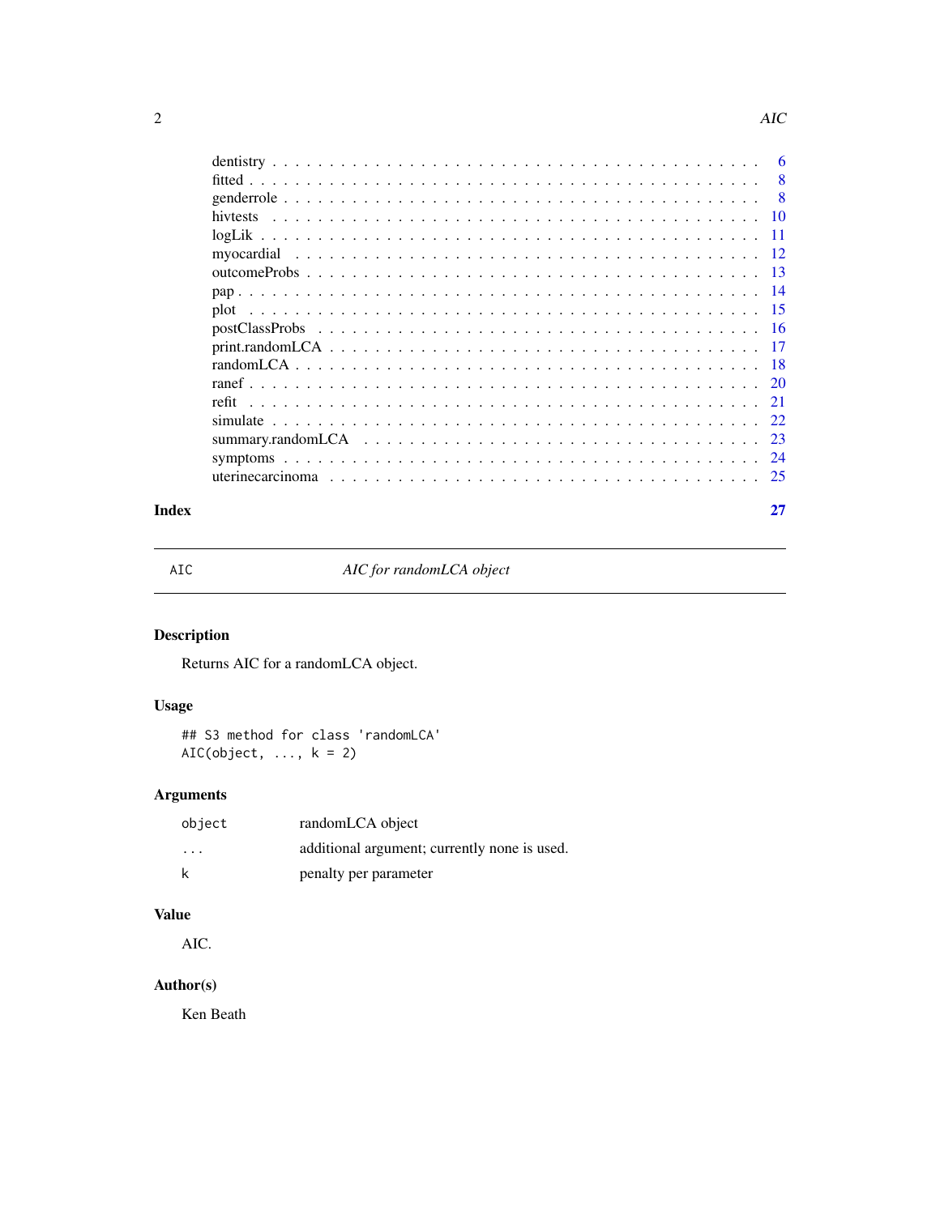| | |
|---|---|
| dentistry | 6 |
| fitted | 8 |
| genderrole | 8 |
| hivtests | 10 |
| logLik | 11 |
| myocardial | 12 |
| outcomeProbs | 13 |
| pap | 14 |
| plot | 15 |
| postClassProbs | 16 |
| print.randomLCA | 17 |
| randomLCA | 18 |
| ranef | 20 |
| refit | 21 |
| simulate | 22 |
| summary.randomLCA | 23 |
| symptoms | 24 |
| uterinecarcinoma | 25 |

**Index** **27**

---

`AIC` *AIC for randomLCA object*

---

## Description

Returns AIC for a randomLCA object.

## Usage

```
## S3 method for class 'randomLCA'
AIC(object, ..., k = 2)
```

## Arguments

| | |
|---|---|
| `object` | randomLCA object |
| `...` | additional argument; currently none is used. |
| `k` | penalty per parameter |

## Value

AIC.

## Author(s)

Ken Beath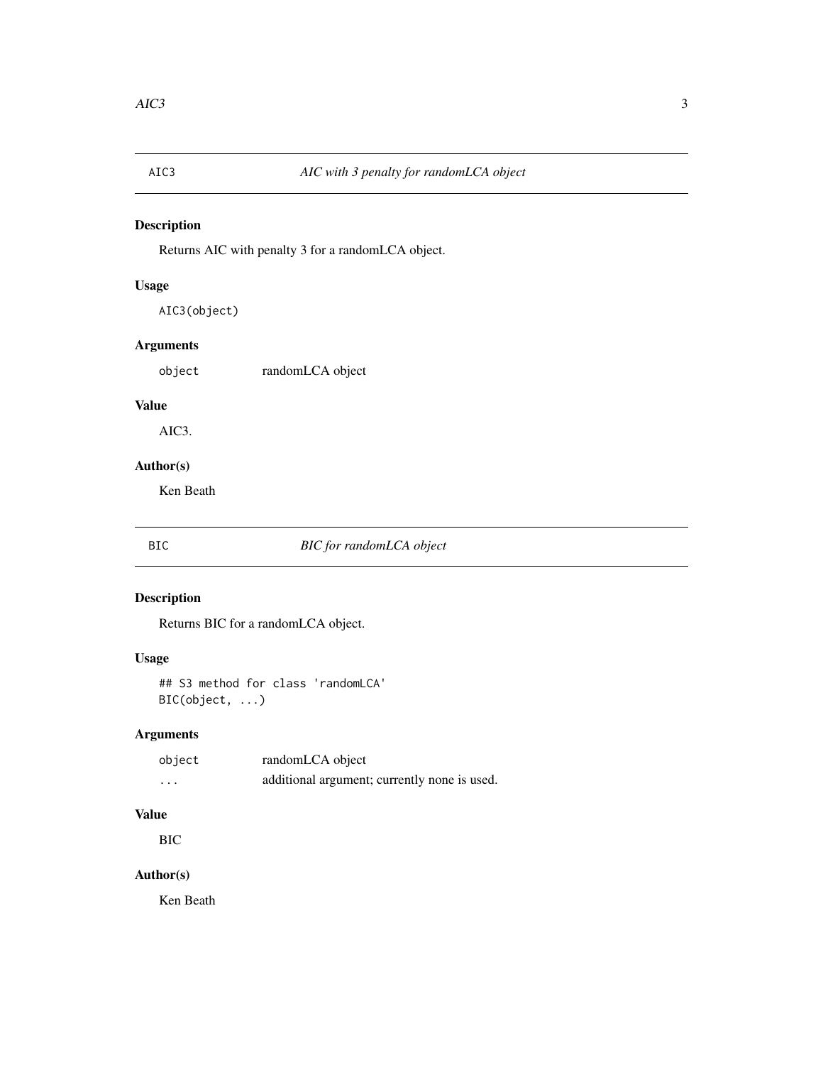## AIC3 — *AIC with 3 penalty for randomLCA object*

### Description

Returns AIC with penalty 3 for a randomLCA object.

### Usage

```
AIC3(object)
```

### Arguments

| | |
|---|---|
| `object` | randomLCA object |

### Value

AIC3.

### Author(s)

Ken Beath

## BIC — *BIC for randomLCA object*

### Description

Returns BIC for a randomLCA object.

### Usage

```
## S3 method for class 'randomLCA'
BIC(object, ...)
```

### Arguments

| | |
|---|---|
| `object` | randomLCA object |
| `...` | additional argument; currently none is used. |

### Value

BIC

### Author(s)

Ken Beath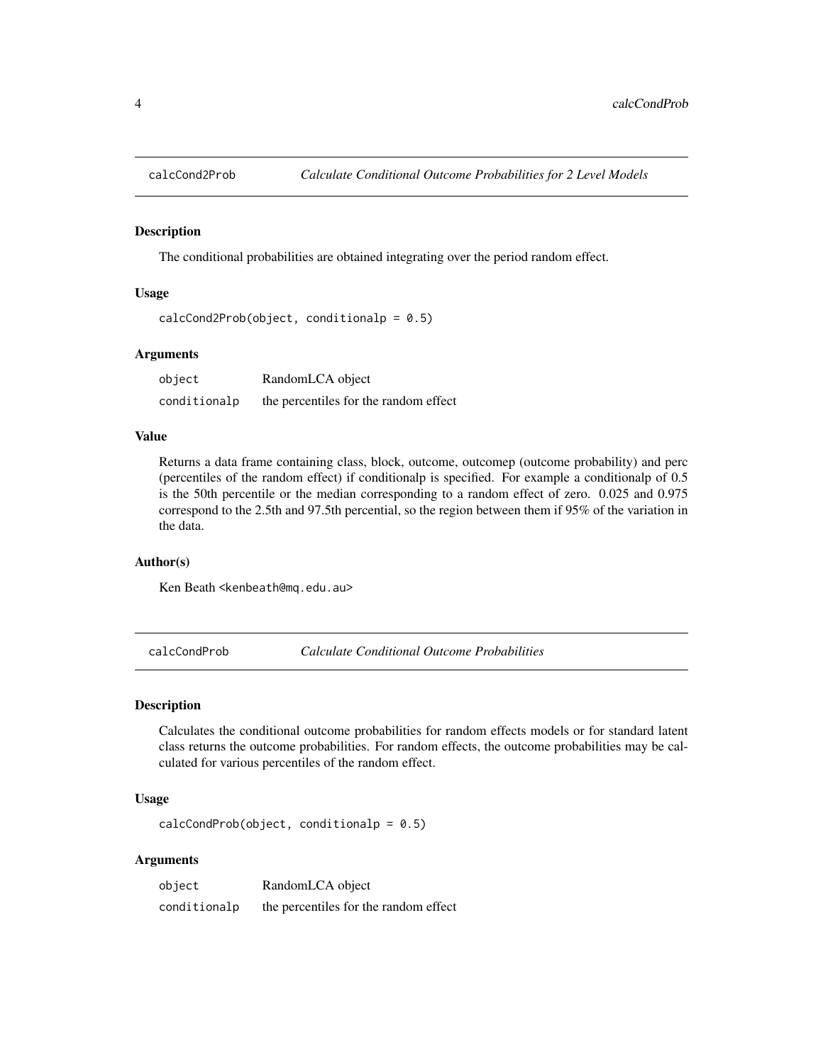## calcCond2Prob *Calculate Conditional Outcome Probabilities for 2 Level Models*

### Description

The conditional probabilities are obtained integrating over the period random effect.

### Usage

```
calcCond2Prob(object, conditionalp = 0.5)
```

### Arguments

| | |
|---|---|
| object | RandomLCA object |
| conditionalp | the percentiles for the random effect |

### Value

Returns a data frame containing class, block, outcome, outcomep (outcome probability) and perc (percentiles of the random effect) if conditionalp is specified. For example a conditionalp of 0.5 is the 50th percentile or the median corresponding to a random effect of zero. 0.025 and 0.975 correspond to the 2.5th and 97.5th percential, so the region between them if 95% of the variation in the data.

### Author(s)

Ken Beath <kenbeath@mq.edu.au>

## calcCondProb *Calculate Conditional Outcome Probabilities*

### Description

Calculates the conditional outcome probabilities for random effects models or for standard latent class returns the outcome probabilities. For random effects, the outcome probabilities may be calculated for various percentiles of the random effect.

### Usage

```
calcCondProb(object, conditionalp = 0.5)
```

### Arguments

| | |
|---|---|
| object | RandomLCA object |
| conditionalp | the percentiles for the random effect |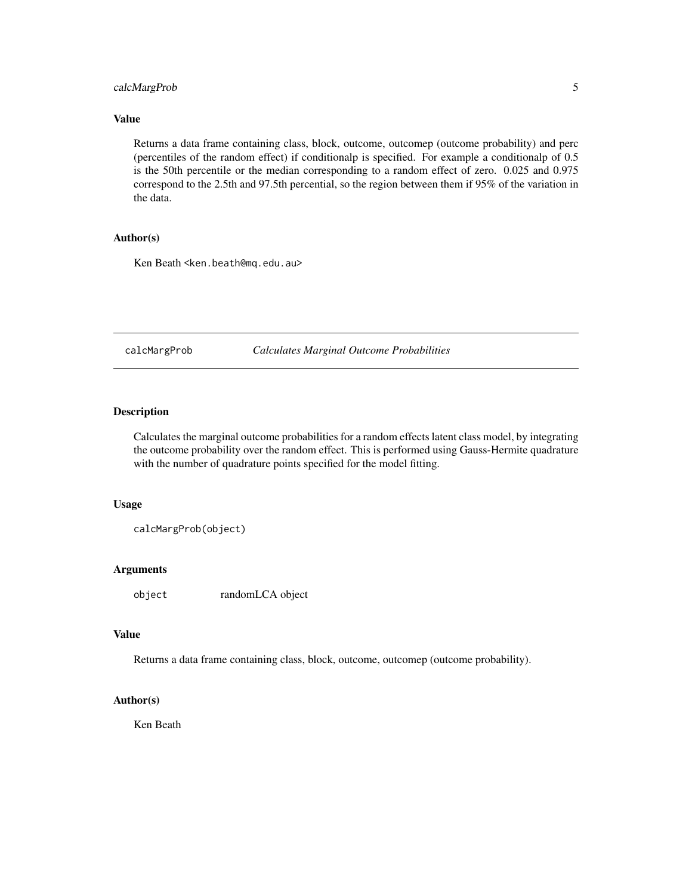### Value

Returns a data frame containing class, block, outcome, outcomep (outcome probability) and perc (percentiles of the random effect) if conditionalp is specified. For example a conditionalp of 0.5 is the 50th percentile or the median corresponding to a random effect of zero. 0.025 and 0.975 correspond to the 2.5th and 97.5th percential, so the region between them if 95% of the variation in the data.

### Author(s)

Ken Beath <ken.beath@mq.edu.au>

---

## calcMargProb — *Calculates Marginal Outcome Probabilities*

---

### Description

Calculates the marginal outcome probabilities for a random effects latent class model, by integrating the outcome probability over the random effect. This is performed using Gauss-Hermite quadrature with the number of quadrature points specified for the model fitting.

### Usage

```
calcMargProb(object)
```

### Arguments

| | |
|---|---|
| `object` | randomLCA object |

### Value

Returns a data frame containing class, block, outcome, outcomep (outcome probability).

### Author(s)

Ken Beath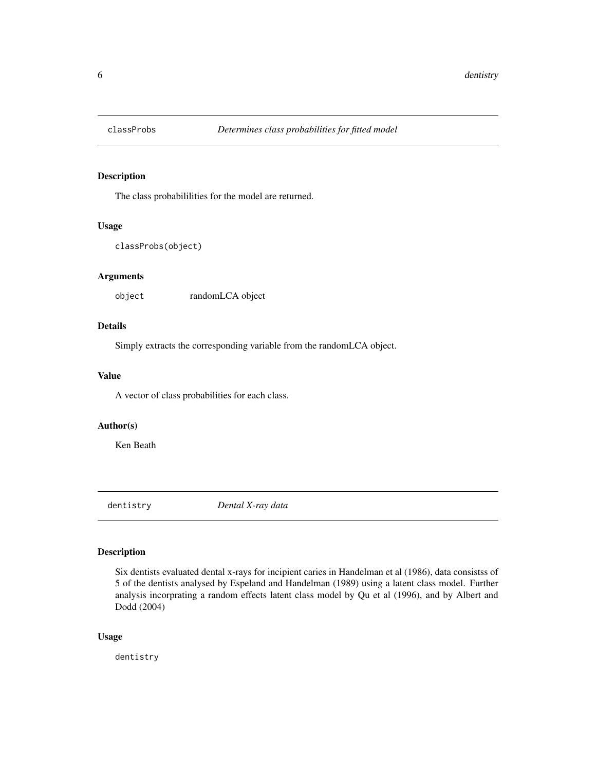## classProbs — *Determines class probabilities for fitted model*

### Description

The class probabililities for the model are returned.

### Usage

```
classProbs(object)
```

### Arguments

| | |
|---|---|
| `object` | randomLCA object |

### Details

Simply extracts the corresponding variable from the randomLCA object.

### Value

A vector of class probabilities for each class.

### Author(s)

Ken Beath

## dentistry — *Dental X-ray data*

### Description

Six dentists evaluated dental x-rays for incipient caries in Handelman et al (1986), data consistss of 5 of the dentists analysed by Espeland and Handelman (1989) using a latent class model. Further analysis incorprating a random effects latent class model by Qu et al (1996), and by Albert and Dodd (2004)

### Usage

```
dentistry
```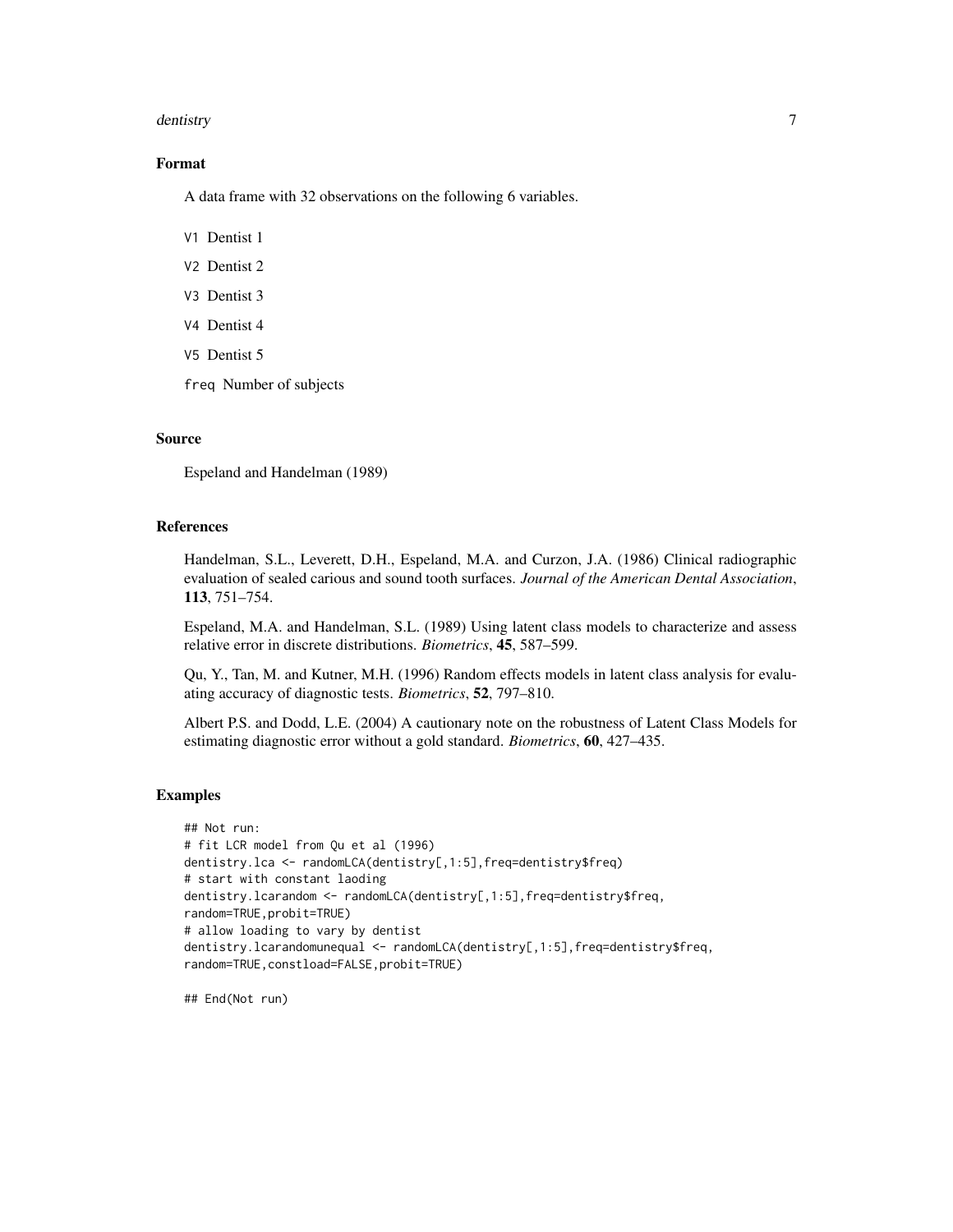### Format

A data frame with 32 observations on the following 6 variables.

- `V1` Dentist 1
- `V2` Dentist 2
- `V3` Dentist 3
- `V4` Dentist 4
- `V5` Dentist 5
- `freq` Number of subjects

### Source

Espeland and Handelman (1989)

### References

Handelman, S.L., Leverett, D.H., Espeland, M.A. and Curzon, J.A. (1986) Clinical radiographic evaluation of sealed carious and sound tooth surfaces. *Journal of the American Dental Association*, **113**, 751–754.

Espeland, M.A. and Handelman, S.L. (1989) Using latent class models to characterize and assess relative error in discrete distributions. *Biometrics*, **45**, 587–599.

Qu, Y., Tan, M. and Kutner, M.H. (1996) Random effects models in latent class analysis for evaluating accuracy of diagnostic tests. *Biometrics*, **52**, 797–810.

Albert P.S. and Dodd, L.E. (2004) A cautionary note on the robustness of Latent Class Models for estimating diagnostic error without a gold standard. *Biometrics*, **60**, 427–435.

### Examples

```
## Not run:
# fit LCR model from Qu et al (1996)
dentistry.lca <- randomLCA(dentistry[,1:5],freq=dentistry$freq)
# start with constant laoding
dentistry.lcarandom <- randomLCA(dentistry[,1:5],freq=dentistry$freq,
random=TRUE,probit=TRUE)
# allow loading to vary by dentist
dentistry.lcarandomunequal <- randomLCA(dentistry[,1:5],freq=dentistry$freq,
random=TRUE,constload=FALSE,probit=TRUE)

## End(Not run)
```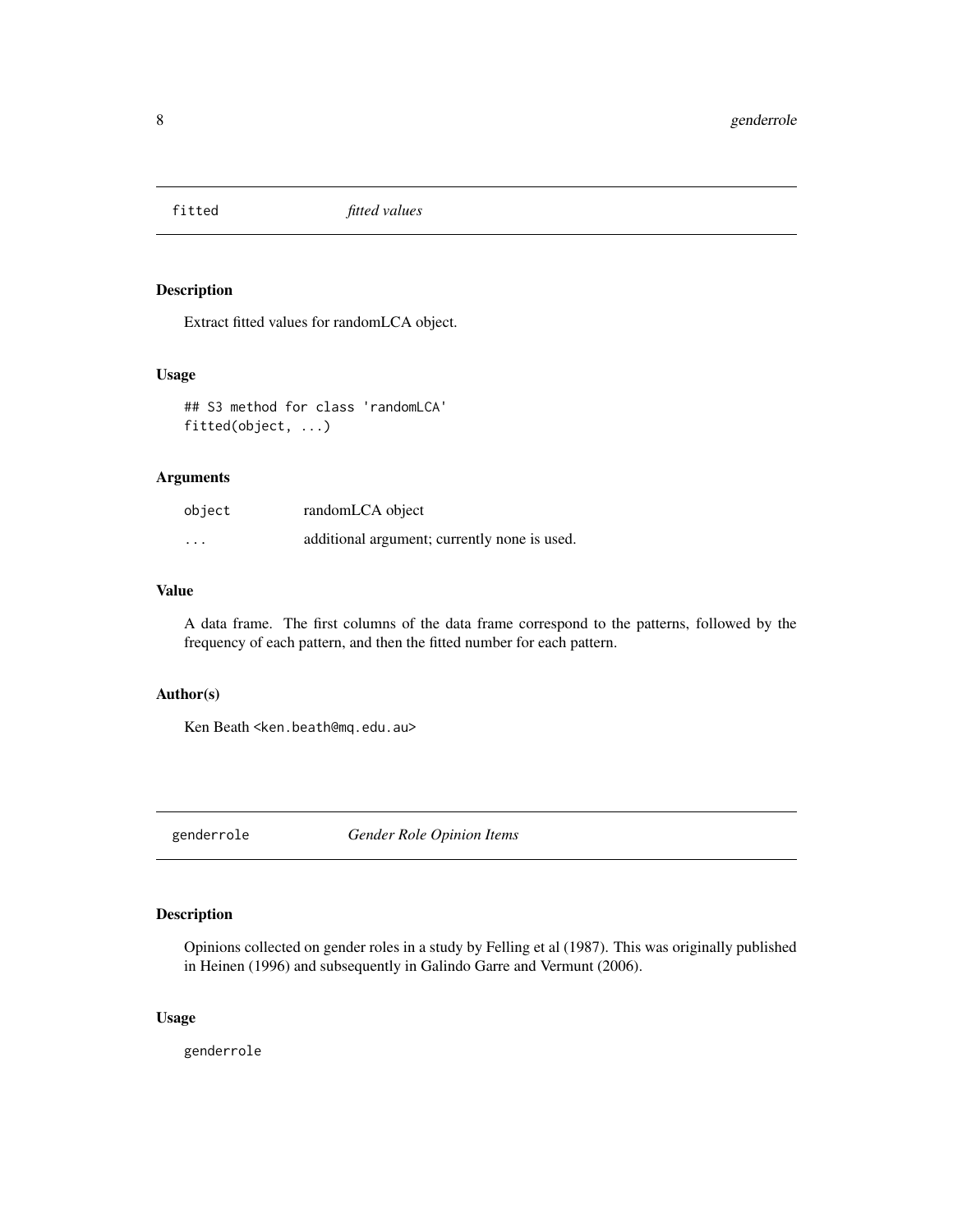## fitted *fitted values*

### Description

Extract fitted values for randomLCA object.

### Usage

```
## S3 method for class 'randomLCA'
fitted(object, ...)
```

### Arguments

| | |
|---|---|
| object | randomLCA object |
| ... | additional argument; currently none is used. |

### Value

A data frame. The first columns of the data frame correspond to the patterns, followed by the frequency of each pattern, and then the fitted number for each pattern.

### Author(s)

Ken Beath <ken.beath@mq.edu.au>

## genderrole *Gender Role Opinion Items*

### Description

Opinions collected on gender roles in a study by Felling et al (1987). This was originally published in Heinen (1996) and subsequently in Galindo Garre and Vermunt (2006).

### Usage

```
genderrole
```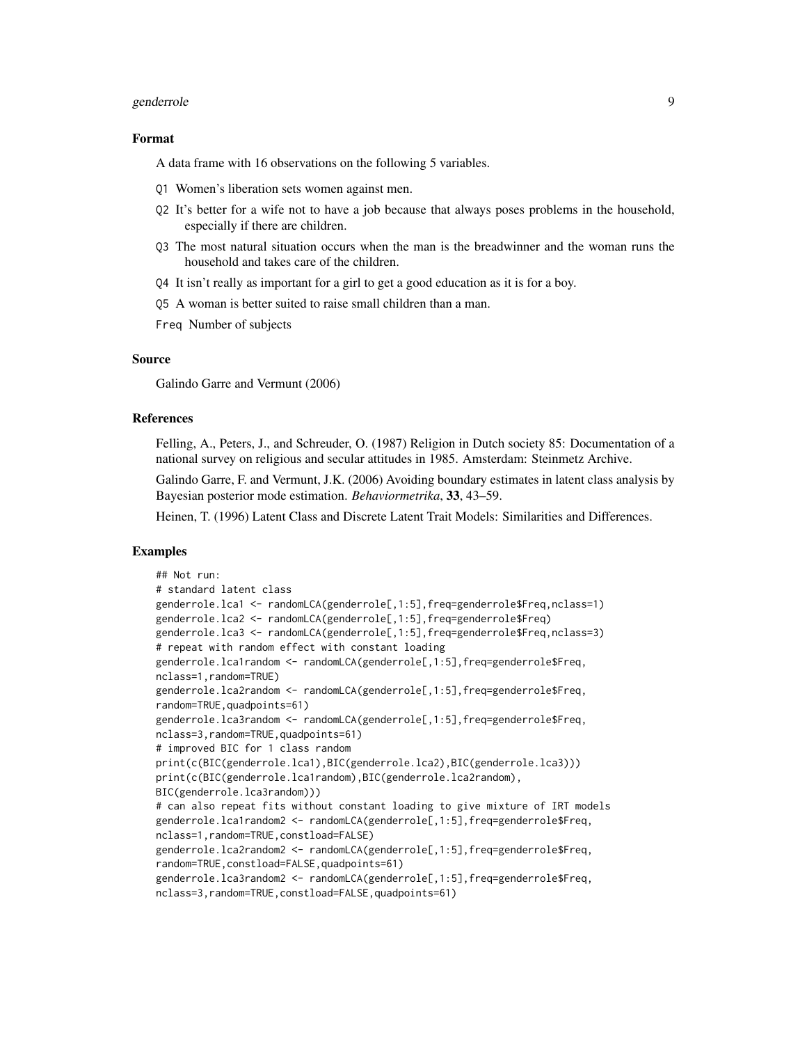### Format

A data frame with 16 observations on the following 5 variables.

- Q1 Women's liberation sets women against men.
- Q2 It's better for a wife not to have a job because that always poses problems in the household, especially if there are children.
- Q3 The most natural situation occurs when the man is the breadwinner and the woman runs the household and takes care of the children.
- Q4 It isn't really as important for a girl to get a good education as it is for a boy.
- Q5 A woman is better suited to raise small children than a man.
- Freq Number of subjects

### Source

Galindo Garre and Vermunt (2006)

### References

Felling, A., Peters, J., and Schreuder, O. (1987) Religion in Dutch society 85: Documentation of a national survey on religious and secular attitudes in 1985. Amsterdam: Steinmetz Archive.

Galindo Garre, F. and Vermunt, J.K. (2006) Avoiding boundary estimates in latent class analysis by Bayesian posterior mode estimation. *Behaviormetrika*, **33**, 43–59.

Heinen, T. (1996) Latent Class and Discrete Latent Trait Models: Similarities and Differences.

### Examples

```
## Not run:
# standard latent class
genderrole.lca1 <- randomLCA(genderrole[,1:5],freq=genderrole$Freq,nclass=1)
genderrole.lca2 <- randomLCA(genderrole[,1:5],freq=genderrole$Freq)
genderrole.lca3 <- randomLCA(genderrole[,1:5],freq=genderrole$Freq,nclass=3)
# repeat with random effect with constant loading
genderrole.lca1random <- randomLCA(genderrole[,1:5],freq=genderrole$Freq,
nclass=1,random=TRUE)
genderrole.lca2random <- randomLCA(genderrole[,1:5],freq=genderrole$Freq,
random=TRUE,quadpoints=61)
genderrole.lca3random <- randomLCA(genderrole[,1:5],freq=genderrole$Freq,
nclass=3,random=TRUE,quadpoints=61)
# improved BIC for 1 class random
print(c(BIC(genderrole.lca1),BIC(genderrole.lca2),BIC(genderrole.lca3)))
print(c(BIC(genderrole.lca1random),BIC(genderrole.lca2random),
BIC(genderrole.lca3random)))
# can also repeat fits without constant loading to give mixture of IRT models
genderrole.lca1random2 <- randomLCA(genderrole[,1:5],freq=genderrole$Freq,
nclass=1,random=TRUE,constload=FALSE)
genderrole.lca2random2 <- randomLCA(genderrole[,1:5],freq=genderrole$Freq,
random=TRUE,constload=FALSE,quadpoints=61)
genderrole.lca3random2 <- randomLCA(genderrole[,1:5],freq=genderrole$Freq,
nclass=3,random=TRUE,constload=FALSE,quadpoints=61)
```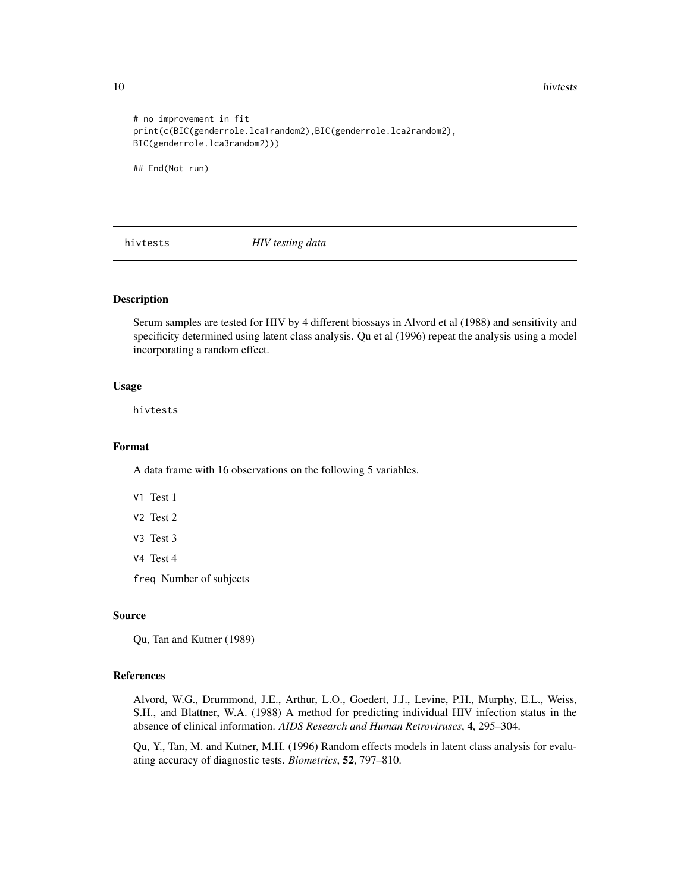```
# no improvement in fit
print(c(BIC(genderrole.lca1random2),BIC(genderrole.lca2random2),
BIC(genderrole.lca3random2)))

## End(Not run)
```

## hivtests *HIV testing data*

### Description

Serum samples are tested for HIV by 4 different biossays in Alvord et al (1988) and sensitivity and specificity determined using latent class analysis. Qu et al (1996) repeat the analysis using a model incorporating a random effect.

### Usage

```
hivtests
```

### Format

A data frame with 16 observations on the following 5 variables.

- V1 Test 1
- V2 Test 2
- V3 Test 3
- V4 Test 4
- freq Number of subjects

### Source

Qu, Tan and Kutner (1989)

### References

Alvord, W.G., Drummond, J.E., Arthur, L.O., Goedert, J.J., Levine, P.H., Murphy, E.L., Weiss, S.H., and Blattner, W.A. (1988) A method for predicting individual HIV infection status in the absence of clinical information. *AIDS Research and Human Retroviruses*, **4**, 295–304.

Qu, Y., Tan, M. and Kutner, M.H. (1996) Random effects models in latent class analysis for evaluating accuracy of diagnostic tests. *Biometrics*, **52**, 797–810.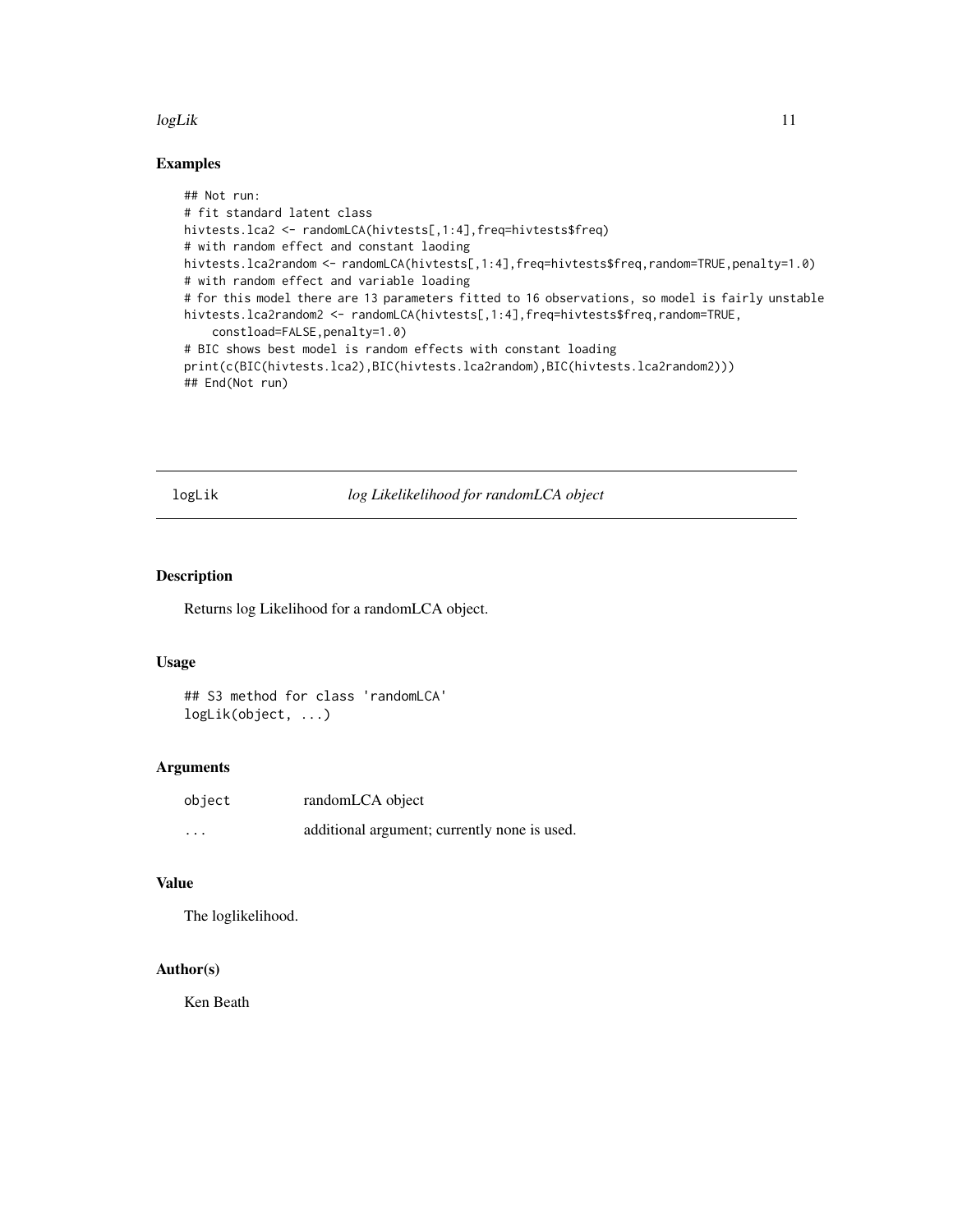## Examples

```
## Not run:
# fit standard latent class
hivtests.lca2 <- randomLCA(hivtests[,1:4],freq=hivtests$freq)
# with random effect and constant laoding
hivtests.lca2random <- randomLCA(hivtests[,1:4],freq=hivtests$freq,random=TRUE,penalty=1.0)
# with random effect and variable loading
# for this model there are 13 parameters fitted to 16 observations, so model is fairly unstable
hivtests.lca2random2 <- randomLCA(hivtests[,1:4],freq=hivtests$freq,random=TRUE,
    constload=FALSE,penalty=1.0)
# BIC shows best model is random effects with constant loading
print(c(BIC(hivtests.lca2),BIC(hivtests.lca2random),BIC(hivtests.lca2random2)))
## End(Not run)
```

---

`logLik` *log Likelikelihood for randomLCA object*

---

## Description

Returns log Likelihood for a randomLCA object.

## Usage

```
## S3 method for class 'randomLCA'
logLik(object, ...)
```

## Arguments

| | |
|---|---|
| `object` | randomLCA object |
| `...` | additional argument; currently none is used. |

## Value

The loglikelihood.

## Author(s)

Ken Beath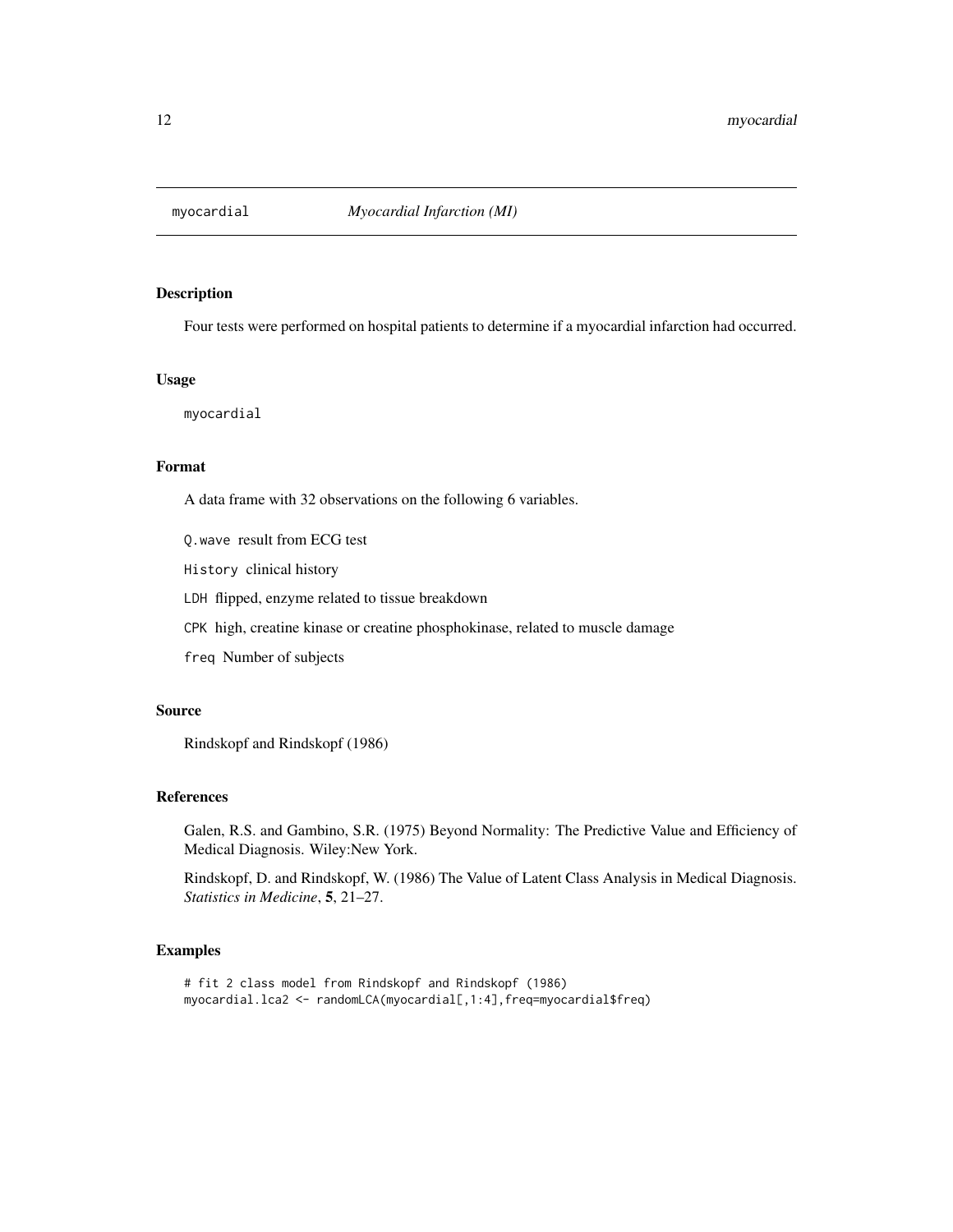# myocardial — *Myocardial Infarction (MI)*

## Description

Four tests were performed on hospital patients to determine if a myocardial infarction had occurred.

## Usage

```
myocardial
```

## Format

A data frame with 32 observations on the following 6 variables.

- `Q.wave` result from ECG test
- `History` clinical history
- `LDH` flipped, enzyme related to tissue breakdown
- `CPK` high, creatine kinase or creatine phosphokinase, related to muscle damage
- `freq` Number of subjects

## Source

Rindskopf and Rindskopf (1986)

## References

Galen, R.S. and Gambino, S.R. (1975) Beyond Normality: The Predictive Value and Efficiency of Medical Diagnosis. Wiley:New York.

Rindskopf, D. and Rindskopf, W. (1986) The Value of Latent Class Analysis in Medical Diagnosis. *Statistics in Medicine*, **5**, 21–27.

## Examples

```
# fit 2 class model from Rindskopf and Rindskopf (1986)
myocardial.lca2 <- randomLCA(myocardial[,1:4],freq=myocardial$freq)
```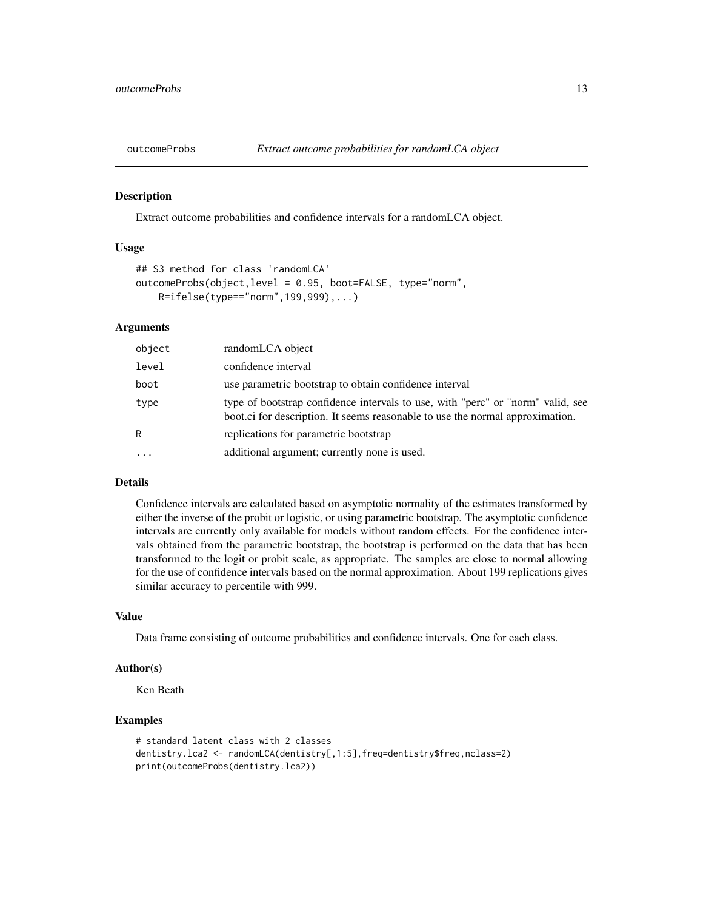# outcomeProbs *Extract outcome probabilities for randomLCA object*

## Description

Extract outcome probabilities and confidence intervals for a randomLCA object.

## Usage

```
## S3 method for class 'randomLCA'
outcomeProbs(object,level = 0.95, boot=FALSE, type="norm",
    R=ifelse(type=="norm",199,999),...)
```

## Arguments

| | |
|---|---|
| `object` | randomLCA object |
| `level` | confidence interval |
| `boot` | use parametric bootstrap to obtain confidence interval |
| `type` | type of bootstrap confidence intervals to use, with "perc" or "norm" valid, see boot.ci for description. It seems reasonable to use the normal approximation. |
| `R` | replications for parametric bootstrap |
| `...` | additional argument; currently none is used. |

## Details

Confidence intervals are calculated based on asymptotic normality of the estimates transformed by either the inverse of the probit or logistic, or using parametric bootstrap. The asymptotic confidence intervals are currently only available for models without random effects. For the confidence intervals obtained from the parametric bootstrap, the bootstrap is performed on the data that has been transformed to the logit or probit scale, as appropriate. The samples are close to normal allowing for the use of confidence intervals based on the normal approximation. About 199 replications gives similar accuracy to percentile with 999.

## Value

Data frame consisting of outcome probabilities and confidence intervals. One for each class.

## Author(s)

Ken Beath

## Examples

```
# standard latent class with 2 classes
dentistry.lca2 <- randomLCA(dentistry[,1:5],freq=dentistry$freq,nclass=2)
print(outcomeProbs(dentistry.lca2))
```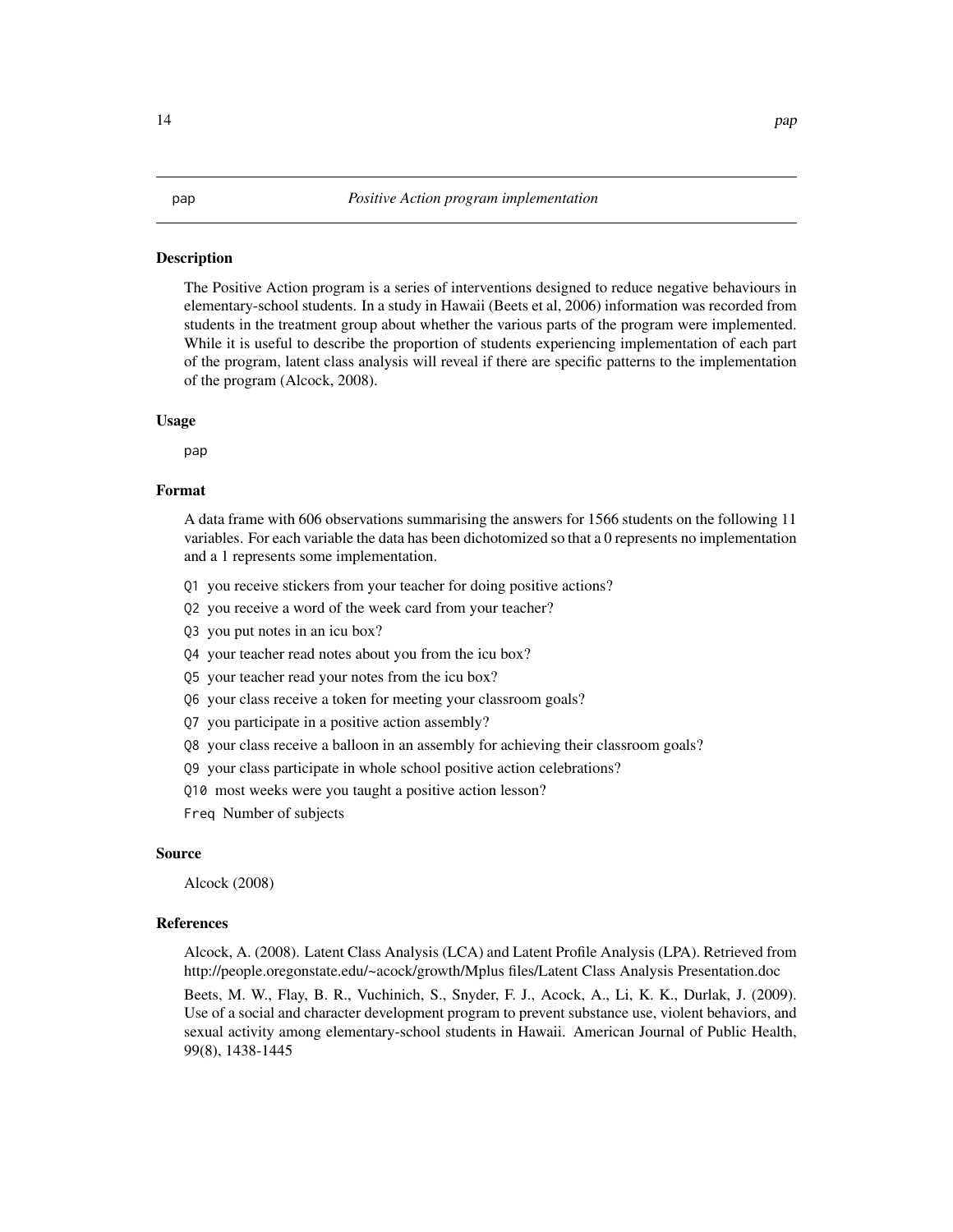pap *Positive Action program implementation*

### Description

The Positive Action program is a series of interventions designed to reduce negative behaviours in elementary-school students. In a study in Hawaii (Beets et al, 2006) information was recorded from students in the treatment group about whether the various parts of the program were implemented. While it is useful to describe the proportion of students experiencing implementation of each part of the program, latent class analysis will reveal if there are specific patterns to the implementation of the program (Alcock, 2008).

### Usage

```
pap
```

### Format

A data frame with 606 observations summarising the answers for 1566 students on the following 11 variables. For each variable the data has been dichotomized so that a 0 represents no implementation and a 1 represents some implementation.

- `Q1` you receive stickers from your teacher for doing positive actions?
- `Q2` you receive a word of the week card from your teacher?
- `Q3` you put notes in an icu box?
- `Q4` your teacher read notes about you from the icu box?
- `Q5` your teacher read your notes from the icu box?
- `Q6` your class receive a token for meeting your classroom goals?
- `Q7` you participate in a positive action assembly?
- `Q8` your class receive a balloon in an assembly for achieving their classroom goals?
- `Q9` your class participate in whole school positive action celebrations?
- `Q10` most weeks were you taught a positive action lesson?
- `Freq` Number of subjects

### Source

Alcock (2008)

### References

Alcock, A. (2008). Latent Class Analysis (LCA) and Latent Profile Analysis (LPA). Retrieved from http://people.oregonstate.edu/~acock/growth/Mplus files/Latent Class Analysis Presentation.doc

Beets, M. W., Flay, B. R., Vuchinich, S., Snyder, F. J., Acock, A., Li, K. K., Durlak, J. (2009). Use of a social and character development program to prevent substance use, violent behaviors, and sexual activity among elementary-school students in Hawaii. American Journal of Public Health, 99(8), 1438-1445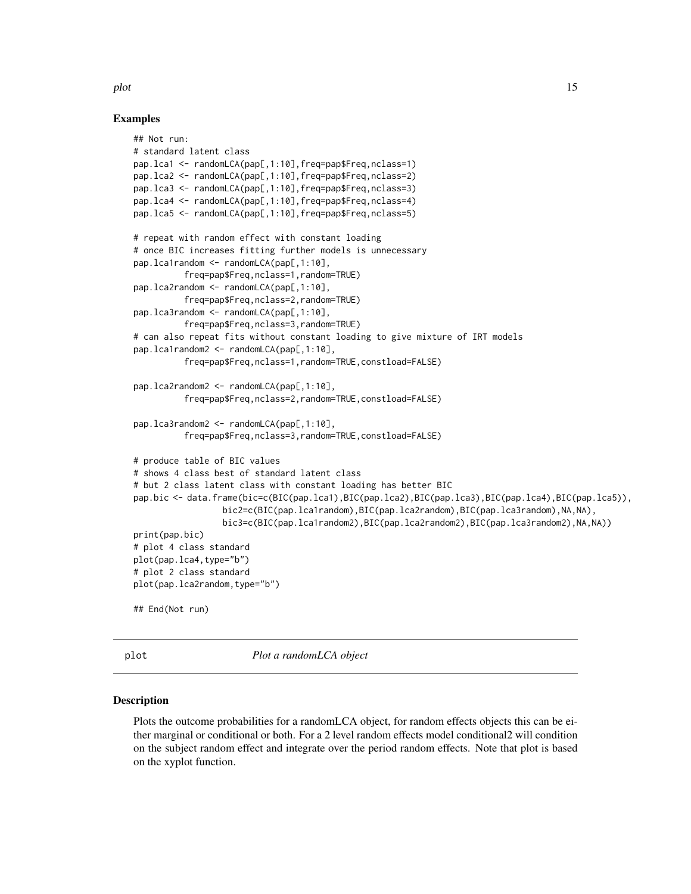## Examples

```
## Not run:
# standard latent class
pap.lca1 <- randomLCA(pap[,1:10],freq=pap$Freq,nclass=1)
pap.lca2 <- randomLCA(pap[,1:10],freq=pap$Freq,nclass=2)
pap.lca3 <- randomLCA(pap[,1:10],freq=pap$Freq,nclass=3)
pap.lca4 <- randomLCA(pap[,1:10],freq=pap$Freq,nclass=4)
pap.lca5 <- randomLCA(pap[,1:10],freq=pap$Freq,nclass=5)

# repeat with random effect with constant loading
# once BIC increases fitting further models is unnecessary
pap.lca1random <- randomLCA(pap[,1:10],
          freq=pap$Freq,nclass=1,random=TRUE)
pap.lca2random <- randomLCA(pap[,1:10],
          freq=pap$Freq,nclass=2,random=TRUE)
pap.lca3random <- randomLCA(pap[,1:10],
          freq=pap$Freq,nclass=3,random=TRUE)
# can also repeat fits without constant loading to give mixture of IRT models
pap.lca1random2 <- randomLCA(pap[,1:10],
          freq=pap$Freq,nclass=1,random=TRUE,constload=FALSE)

pap.lca2random2 <- randomLCA(pap[,1:10],
          freq=pap$Freq,nclass=2,random=TRUE,constload=FALSE)

pap.lca3random2 <- randomLCA(pap[,1:10],
          freq=pap$Freq,nclass=3,random=TRUE,constload=FALSE)

# produce table of BIC values
# shows 4 class best of standard latent class
# but 2 class latent class with constant loading has better BIC
pap.bic <- data.frame(bic=c(BIC(pap.lca1),BIC(pap.lca2),BIC(pap.lca3),BIC(pap.lca4),BIC(pap.lca5)),
                 bic2=c(BIC(pap.lca1random),BIC(pap.lca2random),BIC(pap.lca3random),NA,NA),
                 bic3=c(BIC(pap.lca1random2),BIC(pap.lca2random2),BIC(pap.lca3random2),NA,NA))
print(pap.bic)
# plot 4 class standard
plot(pap.lca4,type="b")
# plot 2 class standard
plot(pap.lca2random,type="b")

## End(Not run)
```

---

plot — *Plot a randomLCA object*

---

## Description

Plots the outcome probabilities for a randomLCA object, for random effects objects this can be either marginal or conditional or both. For a 2 level random effects model conditional2 will condition on the subject random effect and integrate over the period random effects. Note that plot is based on the xyplot function.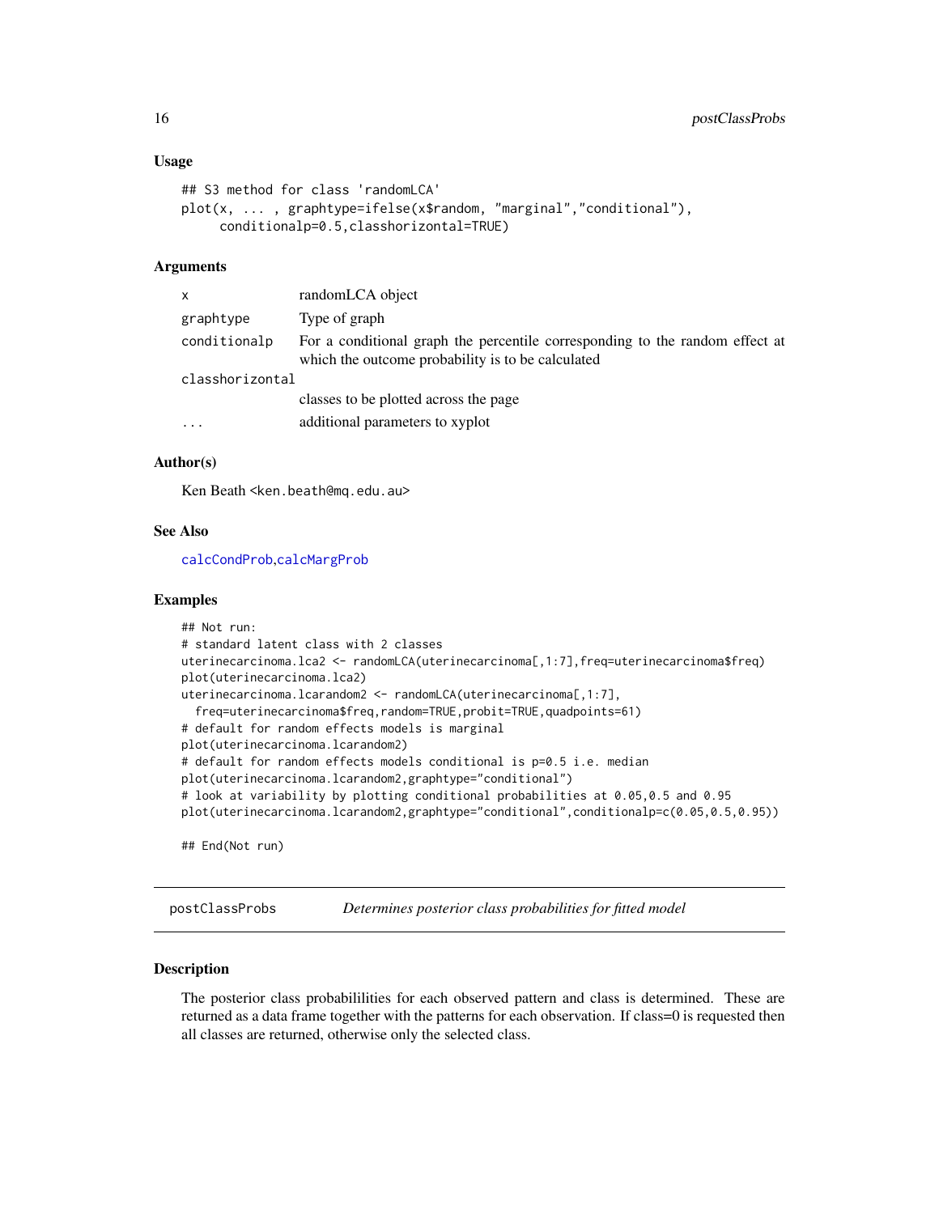### Usage

```
## S3 method for class 'randomLCA'
plot(x, ... , graphtype=ifelse(x$random, "marginal","conditional"),
     conditionalp=0.5,classhorizontal=TRUE)
```

### Arguments

| | |
|---|---|
| x | randomLCA object |
| graphtype | Type of graph |
| conditionalp | For a conditional graph the percentile corresponding to the random effect at which the outcome probability is to be calculated |
| classhorizontal | classes to be plotted across the page |
| ... | additional parameters to xyplot |

### Author(s)

Ken Beath <ken.beath@mq.edu.au>

### See Also

calcCondProb,calcMargProb

### Examples

```
## Not run:
# standard latent class with 2 classes
uterinecarcinoma.lca2 <- randomLCA(uterinecarcinoma[,1:7],freq=uterinecarcinoma$freq)
plot(uterinecarcinoma.lca2)
uterinecarcinoma.lcarandom2 <- randomLCA(uterinecarcinoma[,1:7],
  freq=uterinecarcinoma$freq,random=TRUE,probit=TRUE,quadpoints=61)
# default for random effects models is marginal
plot(uterinecarcinoma.lcarandom2)
# default for random effects models conditional is p=0.5 i.e. median
plot(uterinecarcinoma.lcarandom2,graphtype="conditional")
# look at variability by plotting conditional probabilities at 0.05,0.5 and 0.95
plot(uterinecarcinoma.lcarandom2,graphtype="conditional",conditionalp=c(0.05,0.5,0.95))

## End(Not run)
```

## postClassProbs — *Determines posterior class probabilities for fitted model*

### Description

The posterior class probabililities for each observed pattern and class is determined. These are returned as a data frame together with the patterns for each observation. If class=0 is requested then all classes are returned, otherwise only the selected class.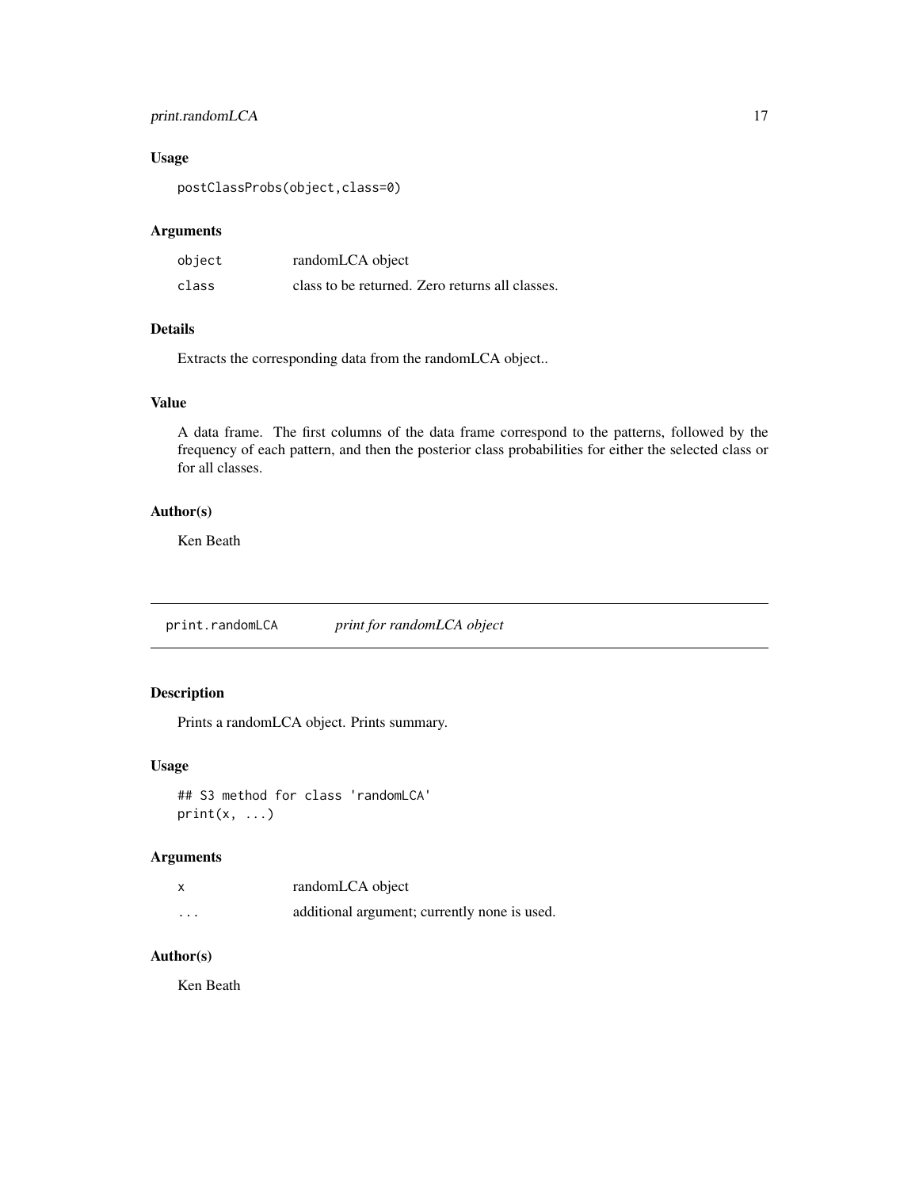### Usage

```
postClassProbs(object,class=0)
```

### Arguments

| | |
|---|---|
| object | randomLCA object |
| class | class to be returned. Zero returns all classes. |

### Details

Extracts the corresponding data from the randomLCA object..

### Value

A data frame. The first columns of the data frame correspond to the patterns, followed by the frequency of each pattern, and then the posterior class probabilities for either the selected class or for all classes.

### Author(s)

Ken Beath

---

## print.randomLCA *print for randomLCA object*

### Description

Prints a randomLCA object. Prints summary.

### Usage

```
## S3 method for class 'randomLCA'
print(x, ...)
```

### Arguments

| | |
|---|---|
| x | randomLCA object |
| ... | additional argument; currently none is used. |

### Author(s)

Ken Beath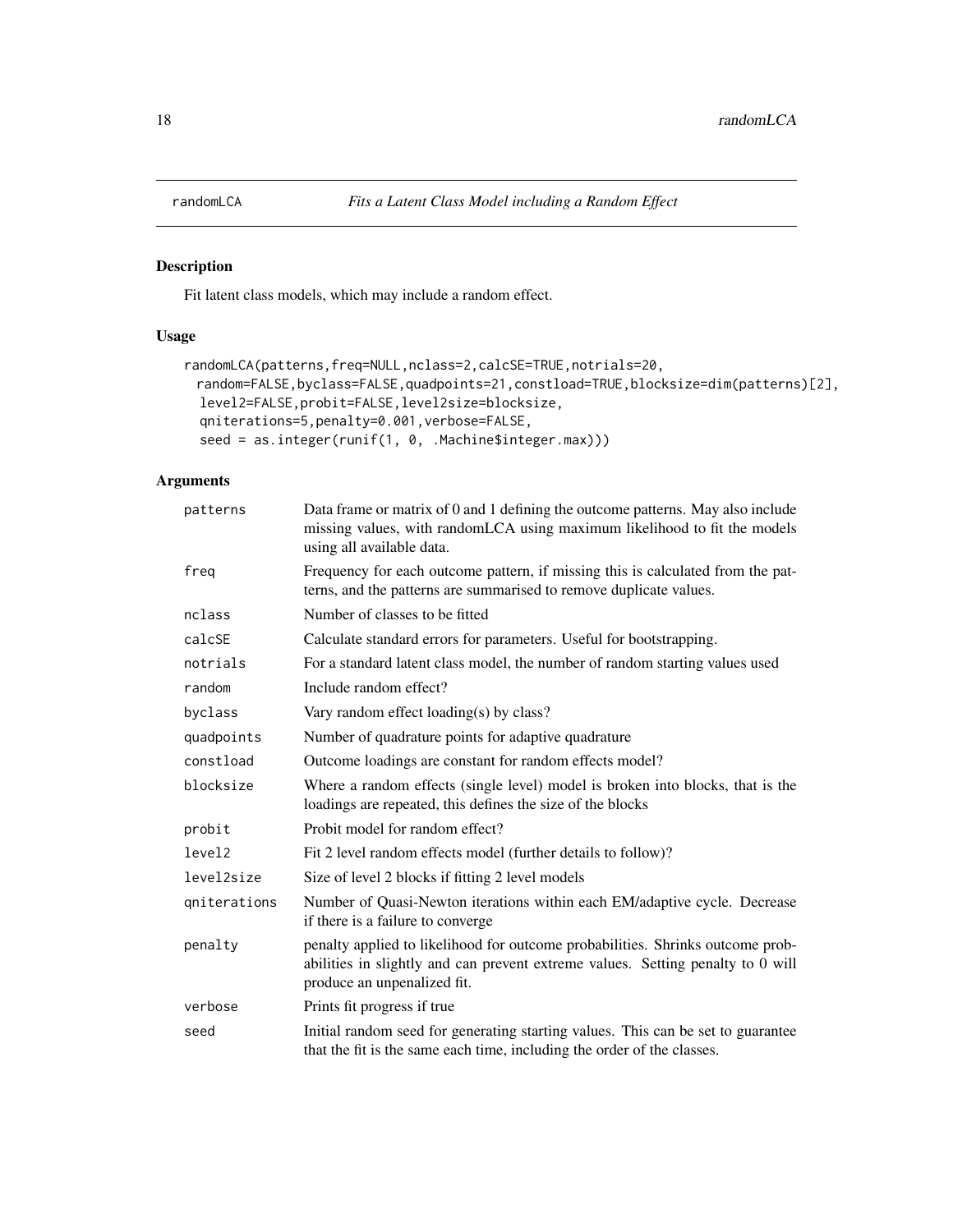randomLCA *Fits a Latent Class Model including a Random Effect*

## Description

Fit latent class models, which may include a random effect.

## Usage

```
randomLCA(patterns,freq=NULL,nclass=2,calcSE=TRUE,notrials=20,
  random=FALSE,byclass=FALSE,quadpoints=21,constload=TRUE,blocksize=dim(patterns)[2],
   level2=FALSE,probit=FALSE,level2size=blocksize,
   qniterations=5,penalty=0.001,verbose=FALSE,
   seed = as.integer(runif(1, 0, .Machine$integer.max)))
```

## Arguments

| | |
|---|---|
| patterns | Data frame or matrix of 0 and 1 defining the outcome patterns. May also include missing values, with randomLCA using maximum likelihood to fit the models using all available data. |
| freq | Frequency for each outcome pattern, if missing this is calculated from the patterns, and the patterns are summarised to remove duplicate values. |
| nclass | Number of classes to be fitted |
| calcSE | Calculate standard errors for parameters. Useful for bootstrapping. |
| notrials | For a standard latent class model, the number of random starting values used |
| random | Include random effect? |
| byclass | Vary random effect loading(s) by class? |
| quadpoints | Number of quadrature points for adaptive quadrature |
| constload | Outcome loadings are constant for random effects model? |
| blocksize | Where a random effects (single level) model is broken into blocks, that is the loadings are repeated, this defines the size of the blocks |
| probit | Probit model for random effect? |
| level2 | Fit 2 level random effects model (further details to follow)? |
| level2size | Size of level 2 blocks if fitting 2 level models |
| qniterations | Number of Quasi-Newton iterations within each EM/adaptive cycle. Decrease if there is a failure to converge |
| penalty | penalty applied to likelihood for outcome probabilities. Shrinks outcome probabilities in slightly and can prevent extreme values. Setting penalty to 0 will produce an unpenalized fit. |
| verbose | Prints fit progress if true |
| seed | Initial random seed for generating starting values. This can be set to guarantee that the fit is the same each time, including the order of the classes. |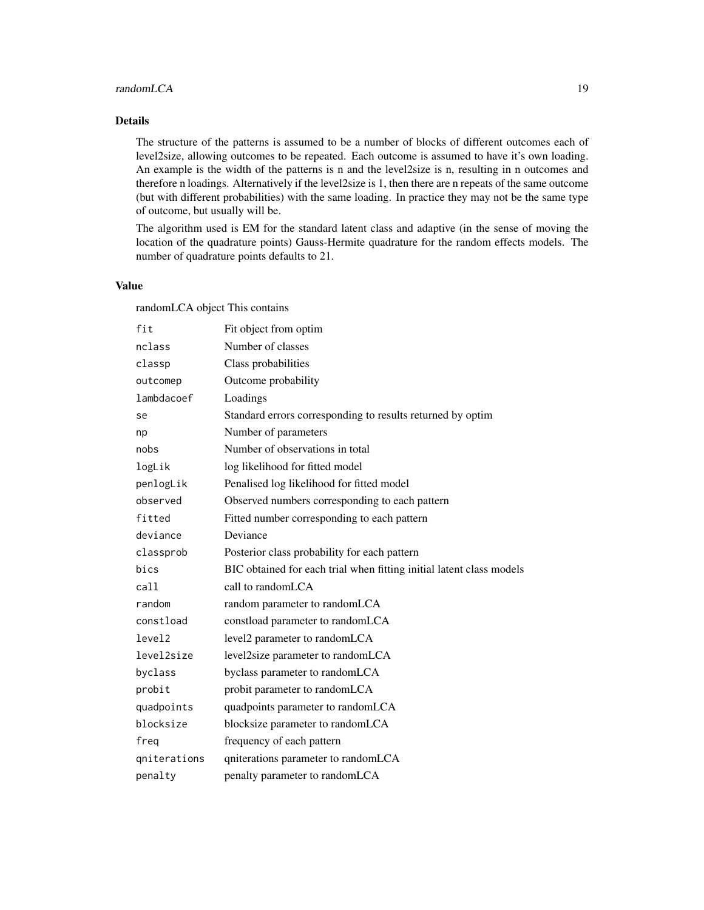## Details

The structure of the patterns is assumed to be a number of blocks of different outcomes each of level2size, allowing outcomes to be repeated. Each outcome is assumed to have it's own loading. An example is the width of the patterns is n and the level2size is n, resulting in n outcomes and therefore n loadings. Alternatively if the level2size is 1, then there are n repeats of the same outcome (but with different probabilities) with the same loading. In practice they may not be the same type of outcome, but usually will be.

The algorithm used is EM for the standard latent class and adaptive (in the sense of moving the location of the quadrature points) Gauss-Hermite quadrature for the random effects models. The number of quadrature points defaults to 21.

## Value

randomLCA object This contains

| | |
|---|---|
| `fit` | Fit object from optim |
| `nclass` | Number of classes |
| `classp` | Class probabilities |
| `outcomep` | Outcome probability |
| `lambdacoef` | Loadings |
| `se` | Standard errors corresponding to results returned by optim |
| `np` | Number of parameters |
| `nobs` | Number of observations in total |
| `logLik` | log likelihood for fitted model |
| `penlogLik` | Penalised log likelihood for fitted model |
| `observed` | Observed numbers corresponding to each pattern |
| `fitted` | Fitted number corresponding to each pattern |
| `deviance` | Deviance |
| `classprob` | Posterior class probability for each pattern |
| `bics` | BIC obtained for each trial when fitting initial latent class models |
| `call` | call to randomLCA |
| `random` | random parameter to randomLCA |
| `constload` | constload parameter to randomLCA |
| `level2` | level2 parameter to randomLCA |
| `level2size` | level2size parameter to randomLCA |
| `byclass` | byclass parameter to randomLCA |
| `probit` | probit parameter to randomLCA |
| `quadpoints` | quadpoints parameter to randomLCA |
| `blocksize` | blocksize parameter to randomLCA |
| `freq` | frequency of each pattern |
| `qniterations` | qniterations parameter to randomLCA |
| `penalty` | penalty parameter to randomLCA |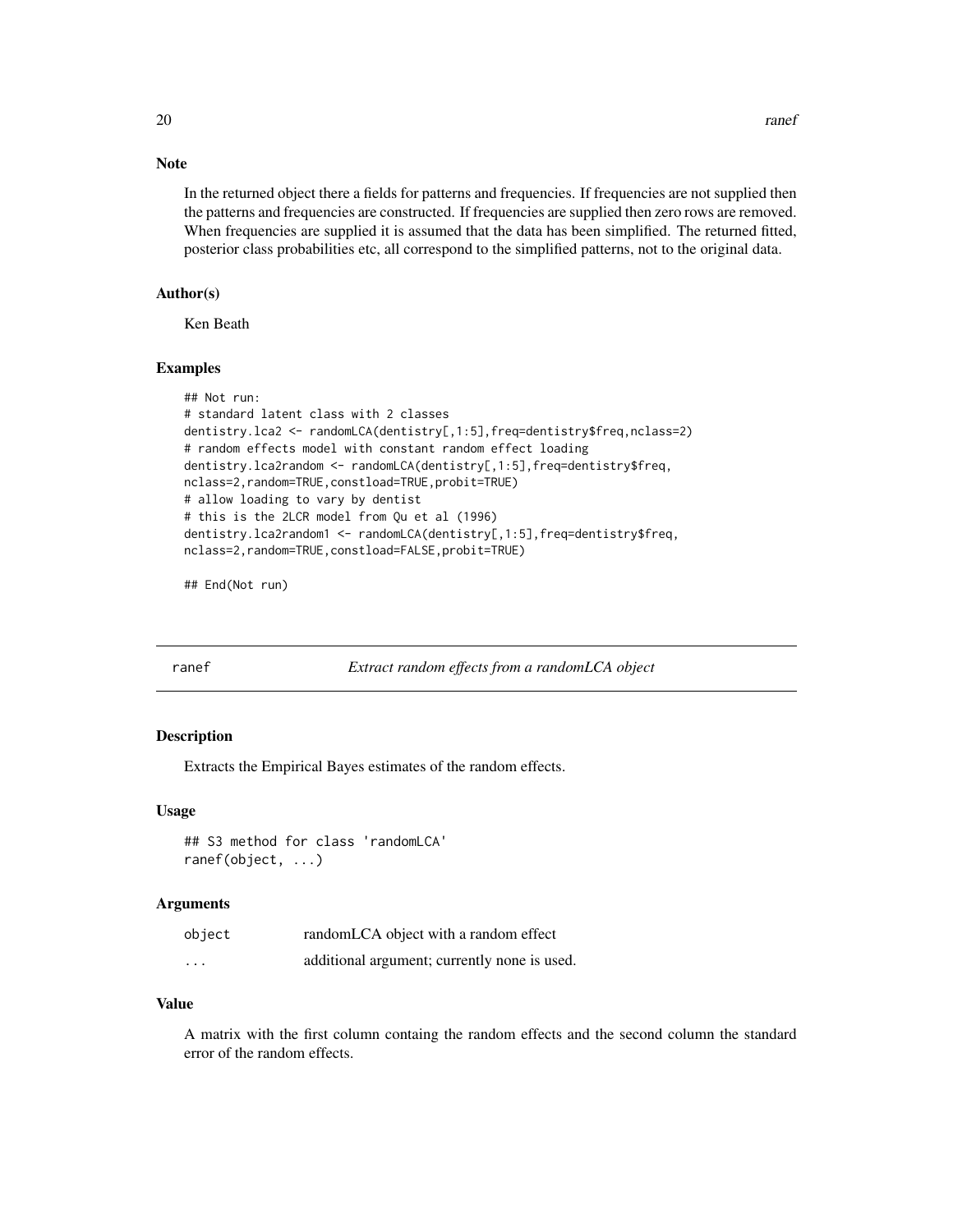### Note

In the returned object there a fields for patterns and frequencies. If frequencies are not supplied then the patterns and frequencies are constructed. If frequencies are supplied then zero rows are removed. When frequencies are supplied it is assumed that the data has been simplified. The returned fitted, posterior class probabilities etc, all correspond to the simplified patterns, not to the original data.

### Author(s)

Ken Beath

### Examples

```
## Not run:
# standard latent class with 2 classes
dentistry.lca2 <- randomLCA(dentistry[,1:5],freq=dentistry$freq,nclass=2)
# random effects model with constant random effect loading
dentistry.lca2random <- randomLCA(dentistry[,1:5],freq=dentistry$freq,
nclass=2,random=TRUE,constload=TRUE,probit=TRUE)
# allow loading to vary by dentist
# this is the 2LCR model from Qu et al (1996)
dentistry.lca2random1 <- randomLCA(dentistry[,1:5],freq=dentistry$freq,
nclass=2,random=TRUE,constload=FALSE,probit=TRUE)

## End(Not run)
```

---

## ranef — *Extract random effects from a randomLCA object*

### Description

Extracts the Empirical Bayes estimates of the random effects.

### Usage

```
## S3 method for class 'randomLCA'
ranef(object, ...)
```

### Arguments

| | |
|---|---|
| object | randomLCA object with a random effect |
| ... | additional argument; currently none is used. |

### Value

A matrix with the first column containg the random effects and the second column the standard error of the random effects.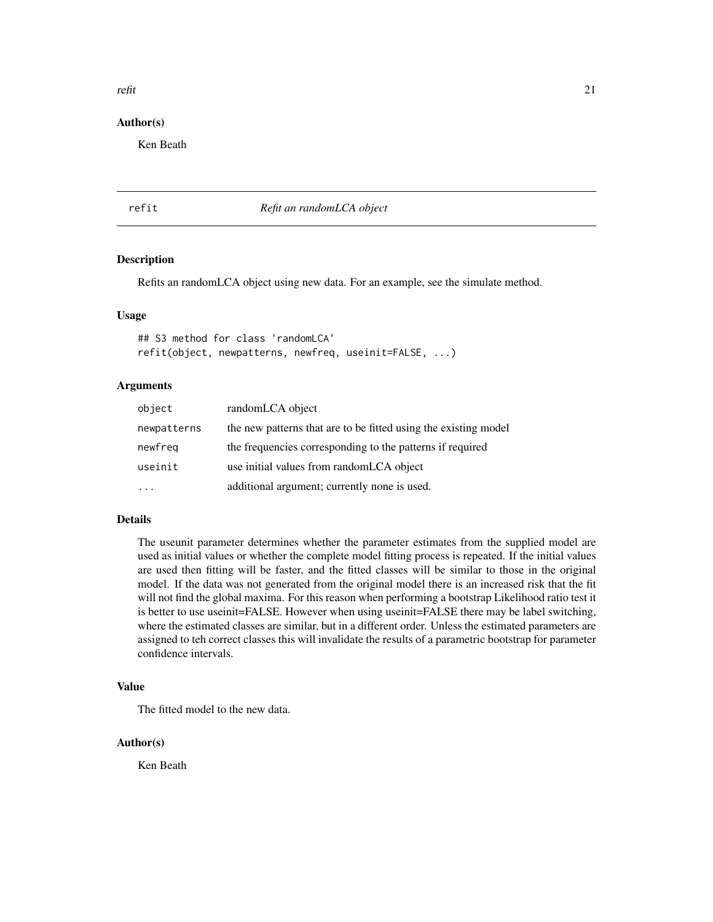### Author(s)

Ken Beath

---

## refit — *Refit an randomLCA object*

### Description

Refits an randomLCA object using new data. For an example, see the simulate method.

### Usage

```
## S3 method for class 'randomLCA'
refit(object, newpatterns, newfreq, useinit=FALSE, ...)
```

### Arguments

| | |
|---|---|
| `object` | randomLCA object |
| `newpatterns` | the new patterns that are to be fitted using the existing model |
| `newfreq` | the frequencies corresponding to the patterns if required |
| `useinit` | use initial values from randomLCA object |
| `...` | additional argument; currently none is used. |

### Details

The useunit parameter determines whether the parameter estimates from the supplied model are used as initial values or whether the complete model fitting process is repeated. If the initial values are used then fitting will be faster, and the fitted classes will be similar to those in the original model. If the data was not generated from the original model there is an increased risk that the fit will not find the global maxima. For this reason when performing a bootstrap Likelihood ratio test it is better to use useinit=FALSE. However when using useinit=FALSE there may be label switching, where the estimated classes are similar, but in a different order. Unless the estimated parameters are assigned to teh correct classes this will invalidate the results of a parametric bootstrap for parameter confidence intervals.

### Value

The fitted model to the new data.

### Author(s)

Ken Beath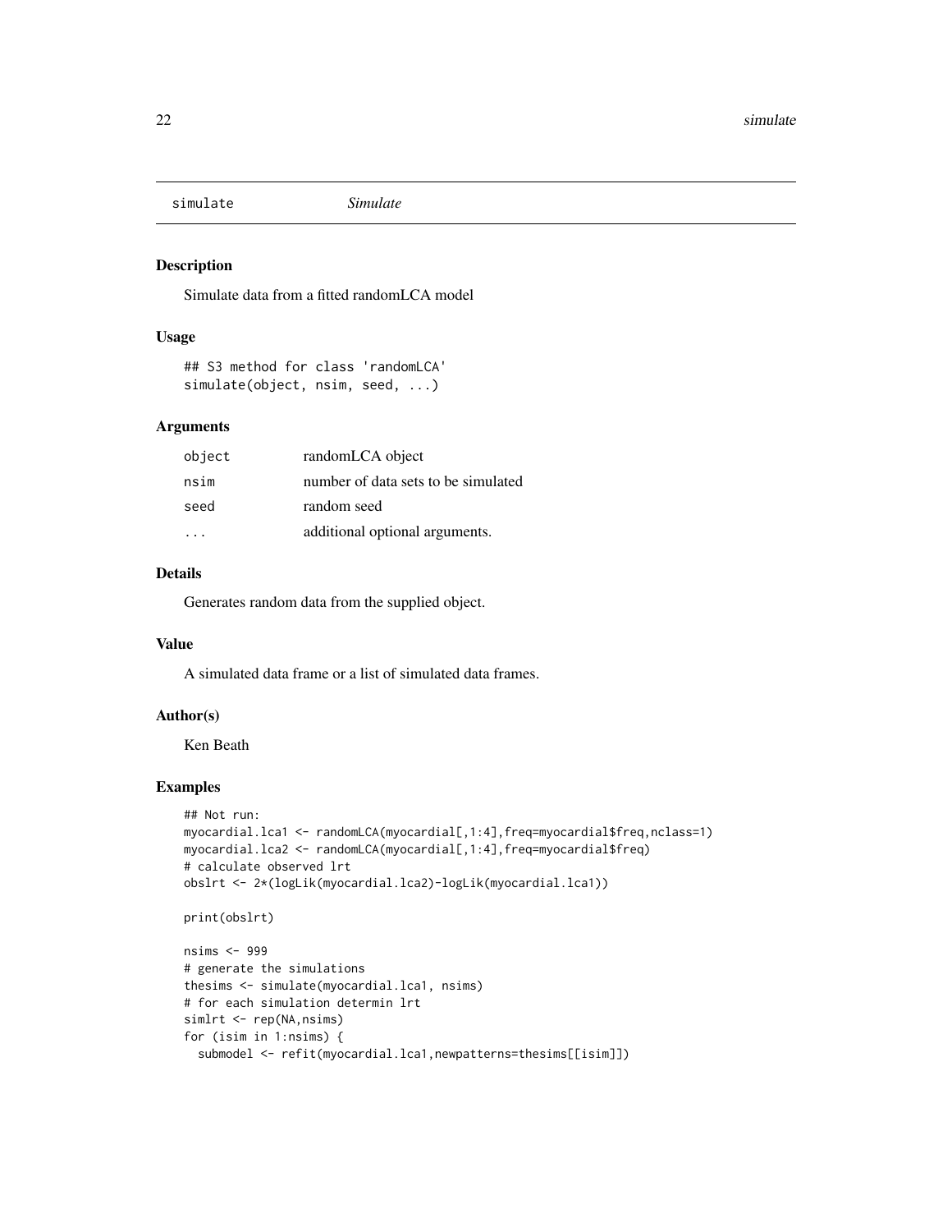simulate    *Simulate*

## Description

Simulate data from a fitted randomLCA model

## Usage

```
## S3 method for class 'randomLCA'
simulate(object, nsim, seed, ...)
```

## Arguments

| | |
|---|---|
| object | randomLCA object |
| nsim | number of data sets to be simulated |
| seed | random seed |
| ... | additional optional arguments. |

## Details

Generates random data from the supplied object.

## Value

A simulated data frame or a list of simulated data frames.

## Author(s)

Ken Beath

## Examples

```
## Not run:
myocardial.lca1 <- randomLCA(myocardial[,1:4],freq=myocardial$freq,nclass=1)
myocardial.lca2 <- randomLCA(myocardial[,1:4],freq=myocardial$freq)
# calculate observed lrt
obslrt <- 2*(logLik(myocardial.lca2)-logLik(myocardial.lca1))

print(obslrt)

nsims <- 999
# generate the simulations
thesims <- simulate(myocardial.lca1, nsims)
# for each simulation determin lrt
simlrt <- rep(NA,nsims)
for (isim in 1:nsims) {
  submodel <- refit(myocardial.lca1,newpatterns=thesims[[isim]])
```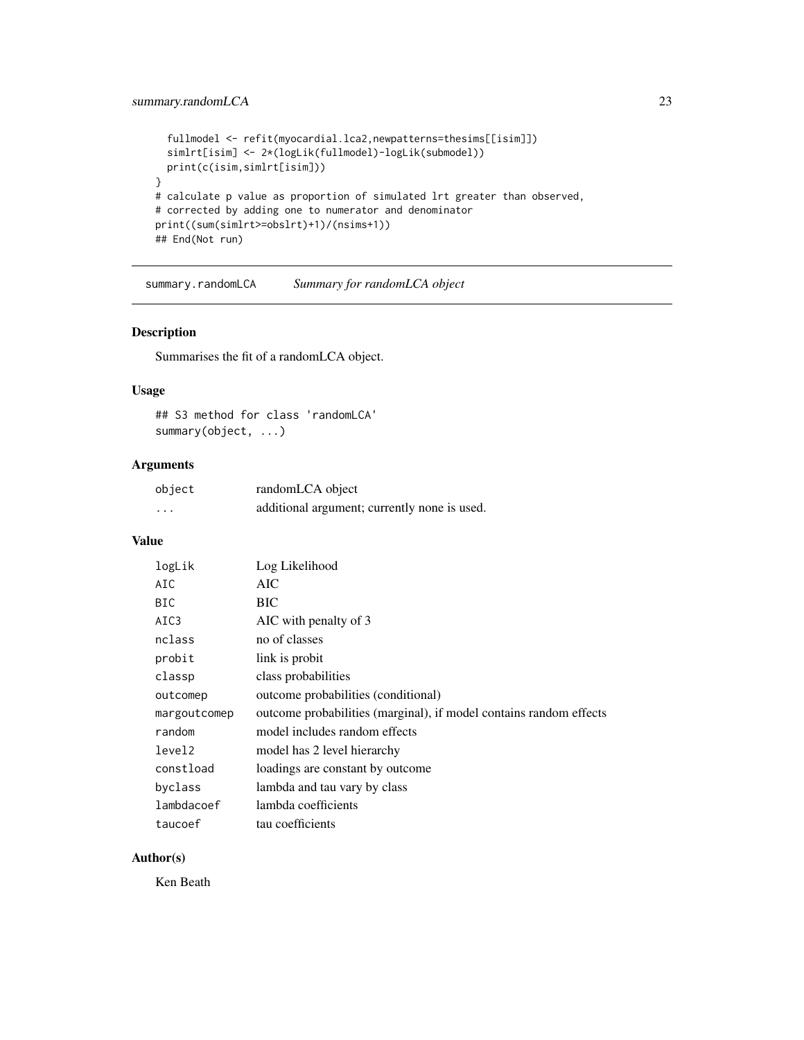```
  fullmodel <- refit(myocardial.lca2,newpatterns=thesims[[isim]])
  simlrt[isim] <- 2*(logLik(fullmodel)-logLik(submodel))
  print(c(isim,simlrt[isim]))
}
# calculate p value as proportion of simulated lrt greater than observed,
# corrected by adding one to numerator and denominator
print((sum(simlrt>=obslrt)+1)/(nsims+1))
## End(Not run)
```

## summary.randomLCA — *Summary for randomLCA object*

### Description

Summarises the fit of a randomLCA object.

### Usage

```
## S3 method for class 'randomLCA'
summary(object, ...)
```

### Arguments

| | |
|---|---|
| object | randomLCA object |
| ... | additional argument; currently none is used. |

### Value

| | |
|---|---|
| logLik | Log Likelihood |
| AIC | AIC |
| BIC | BIC |
| AIC3 | AIC with penalty of 3 |
| nclass | no of classes |
| probit | link is probit |
| classp | class probabilities |
| outcomep | outcome probabilities (conditional) |
| margoutcomep | outcome probabilities (marginal), if model contains random effects |
| random | model includes random effects |
| level2 | model has 2 level hierarchy |
| constload | loadings are constant by outcome |
| byclass | lambda and tau vary by class |
| lambdacoef | lambda coefficients |
| taucoef | tau coefficients |

### Author(s)

Ken Beath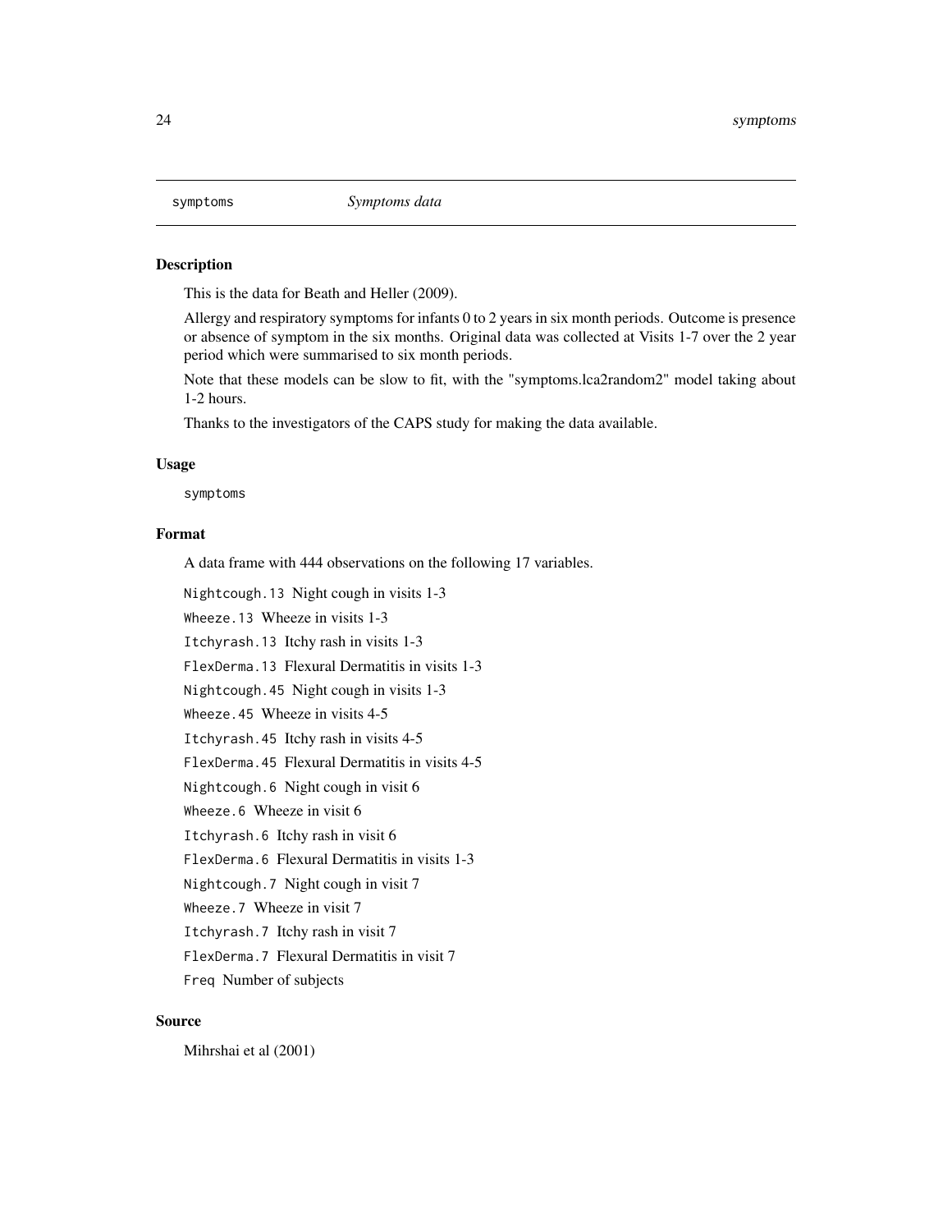## symptoms — *Symptoms data*

### Description

This is the data for Beath and Heller (2009).

Allergy and respiratory symptoms for infants 0 to 2 years in six month periods. Outcome is presence or absence of symptom in the six months. Original data was collected at Visits 1-7 over the 2 year period which were summarised to six month periods.

Note that these models can be slow to fit, with the "symptoms.lca2random2" model taking about 1-2 hours.

Thanks to the investigators of the CAPS study for making the data available.

### Usage

```
symptoms
```

### Format

A data frame with 444 observations on the following 17 variables.

- `Nightcough.13` Night cough in visits 1-3
- `Wheeze.13` Wheeze in visits 1-3
- `Itchyrash.13` Itchy rash in visits 1-3
- `FlexDerma.13` Flexural Dermatitis in visits 1-3
- `Nightcough.45` Night cough in visits 1-3
- `Wheeze.45` Wheeze in visits 4-5
- `Itchyrash.45` Itchy rash in visits 4-5
- `FlexDerma.45` Flexural Dermatitis in visits 4-5
- `Nightcough.6` Night cough in visit 6
- `Wheeze.6` Wheeze in visit 6
- `Itchyrash.6` Itchy rash in visit 6
- `FlexDerma.6` Flexural Dermatitis in visits 1-3
- `Nightcough.7` Night cough in visit 7
- `Wheeze.7` Wheeze in visit 7
- `Itchyrash.7` Itchy rash in visit 7
- `FlexDerma.7` Flexural Dermatitis in visit 7
- `Freq` Number of subjects

### Source

Mihrshai et al (2001)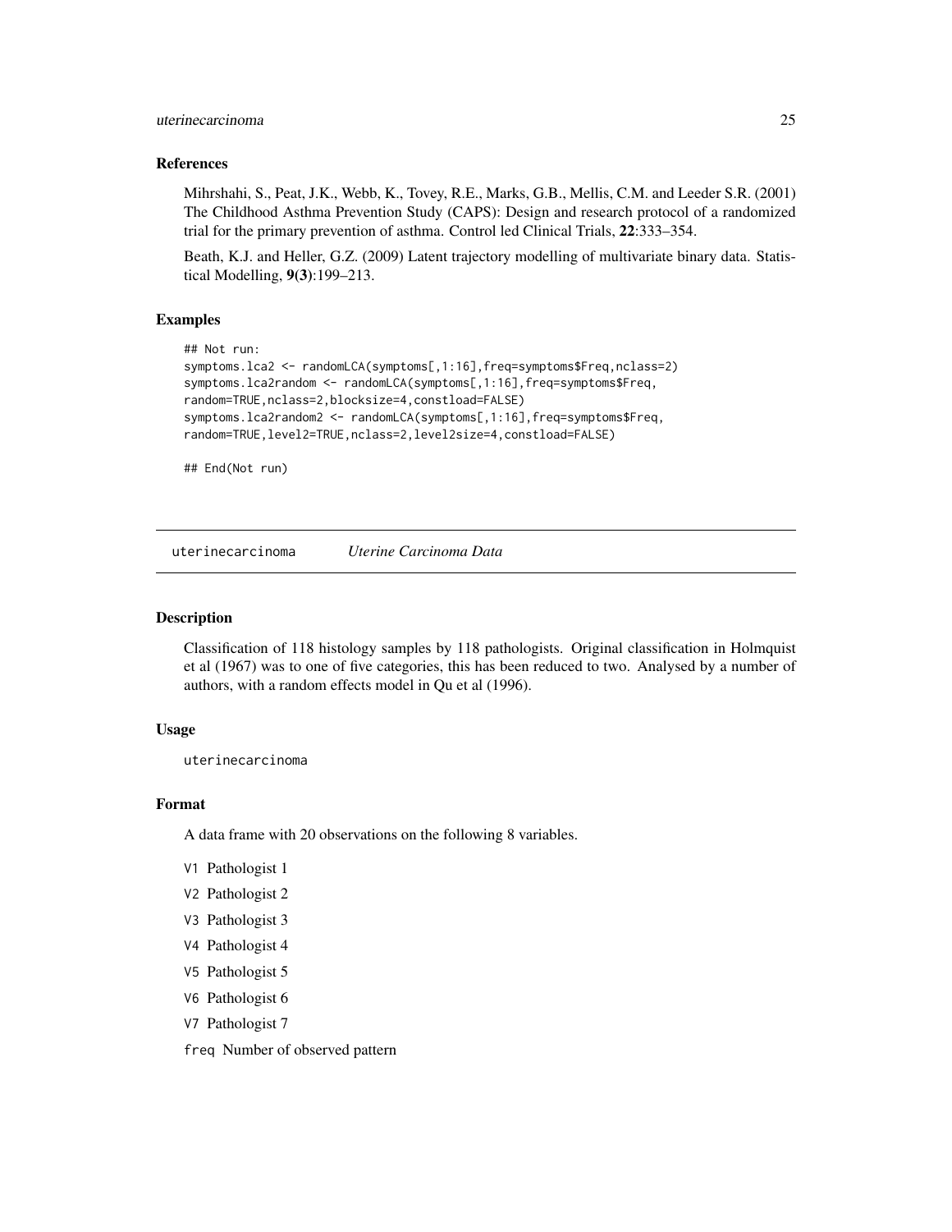### References

Mihrshahi, S., Peat, J.K., Webb, K., Tovey, R.E., Marks, G.B., Mellis, C.M. and Leeder S.R. (2001) The Childhood Asthma Prevention Study (CAPS): Design and research protocol of a randomized trial for the primary prevention of asthma. Control led Clinical Trials, **22**:333–354.

Beath, K.J. and Heller, G.Z. (2009) Latent trajectory modelling of multivariate binary data. Statistical Modelling, **9(3)**:199–213.

### Examples

```
## Not run:
symptoms.lca2 <- randomLCA(symptoms[,1:16],freq=symptoms$Freq,nclass=2)
symptoms.lca2random <- randomLCA(symptoms[,1:16],freq=symptoms$Freq,
random=TRUE,nclass=2,blocksize=4,constload=FALSE)
symptoms.lca2random2 <- randomLCA(symptoms[,1:16],freq=symptoms$Freq,
random=TRUE,level2=TRUE,nclass=2,level2size=4,constload=FALSE)

## End(Not run)
```

---

## uterinecarcinoma *Uterine Carcinoma Data*

---

### Description

Classification of 118 histology samples by 118 pathologists. Original classification in Holmquist et al (1967) was to one of five categories, this has been reduced to two. Analysed by a number of authors, with a random effects model in Qu et al (1996).

### Usage

```
uterinecarcinoma
```

### Format

A data frame with 20 observations on the following 8 variables.

- `V1` Pathologist 1
- `V2` Pathologist 2
- `V3` Pathologist 3
- `V4` Pathologist 4
- `V5` Pathologist 5
- `V6` Pathologist 6
- `V7` Pathologist 7
- `freq` Number of observed pattern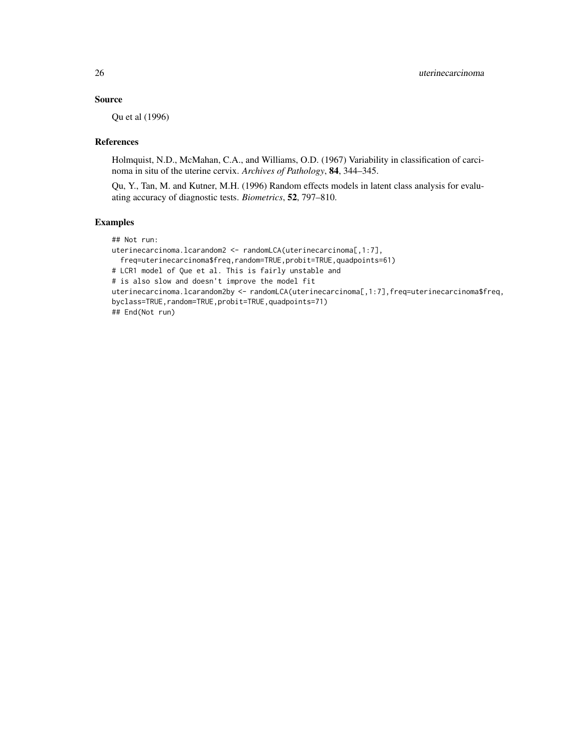## Source

Qu et al (1996)

## References

Holmquist, N.D., McMahan, C.A., and Williams, O.D. (1967) Variability in classification of carcinoma in situ of the uterine cervix. *Archives of Pathology*, **84**, 344–345.

Qu, Y., Tan, M. and Kutner, M.H. (1996) Random effects models in latent class analysis for evaluating accuracy of diagnostic tests. *Biometrics*, **52**, 797–810.

## Examples

```
## Not run:
uterinecarcinoma.lcarandom2 <- randomLCA(uterinecarcinoma[,1:7],
  freq=uterinecarcinoma$freq,random=TRUE,probit=TRUE,quadpoints=61)
# LCR1 model of Que et al. This is fairly unstable and
# is also slow and doesn't improve the model fit
uterinecarcinoma.lcarandom2by <- randomLCA(uterinecarcinoma[,1:7],freq=uterinecarcinoma$freq,
byclass=TRUE,random=TRUE,probit=TRUE,quadpoints=71)
## End(Not run)
```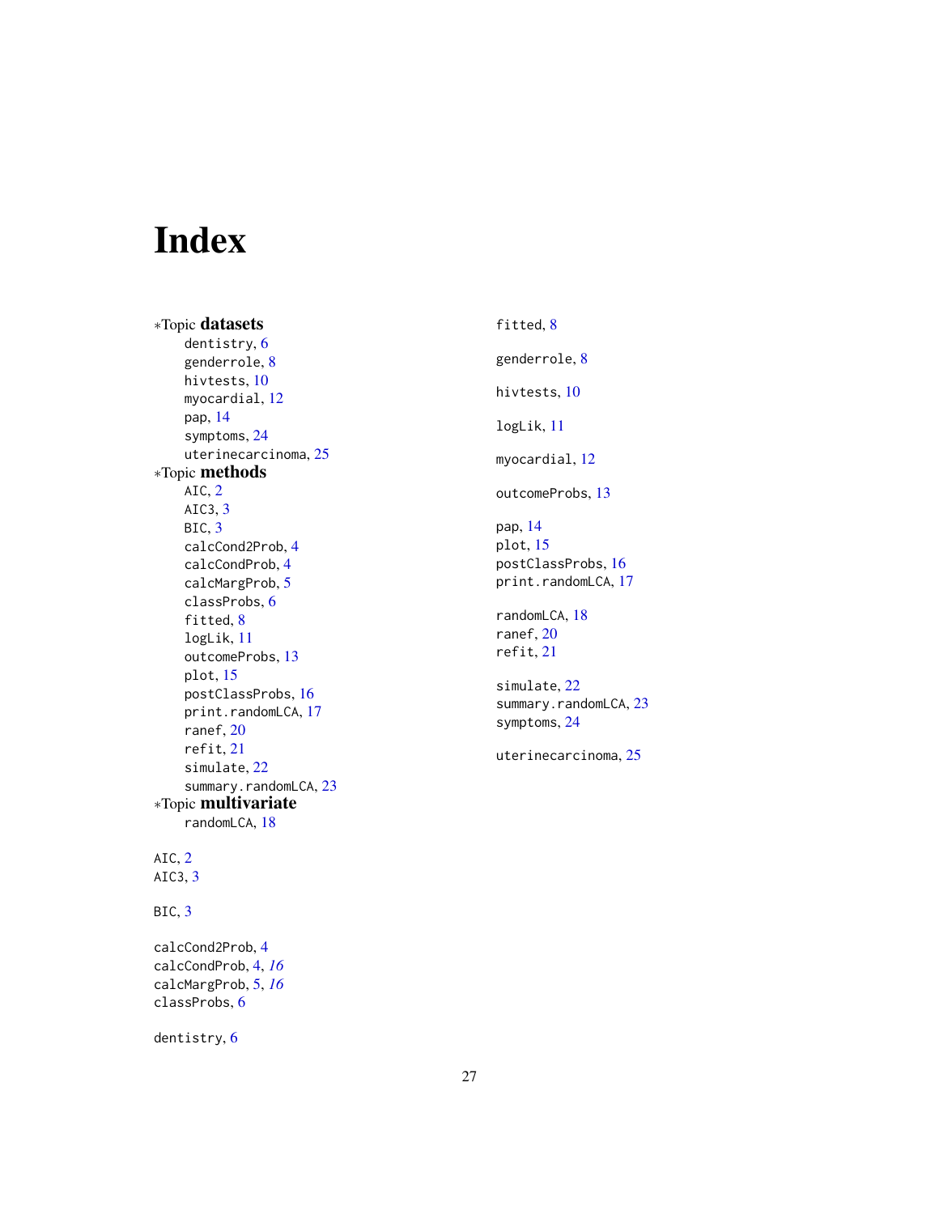# Index

*Topic **datasets**
- dentistry, 6
- genderrole, 8
- hivtests, 10
- myocardial, 12
- pap, 14
- symptoms, 24
- uterinecarcinoma, 25

*Topic **methods**
- AIC, 2
- AIC3, 3
- BIC, 3
- calcCond2Prob, 4
- calcCondProb, 4
- calcMargProb, 5
- classProbs, 6
- fitted, 8
- logLik, 11
- outcomeProbs, 13
- plot, 15
- postClassProbs, 16
- print.randomLCA, 17
- ranef, 20
- refit, 21
- simulate, 22
- summary.randomLCA, 23

*Topic **multivariate**
- randomLCA, 18

AIC, 2
AIC3, 3

BIC, 3

calcCond2Prob, 4
calcCondProb, 4, *16*
calcMargProb, 5, *16*
classProbs, 6

dentistry, 6

fitted, 8

genderrole, 8

hivtests, 10

logLik, 11

myocardial, 12

outcomeProbs, 13

pap, 14
plot, 15
postClassProbs, 16
print.randomLCA, 17

randomLCA, 18
ranef, 20
refit, 21

simulate, 22
summary.randomLCA, 23
symptoms, 24

uterinecarcinoma, 25